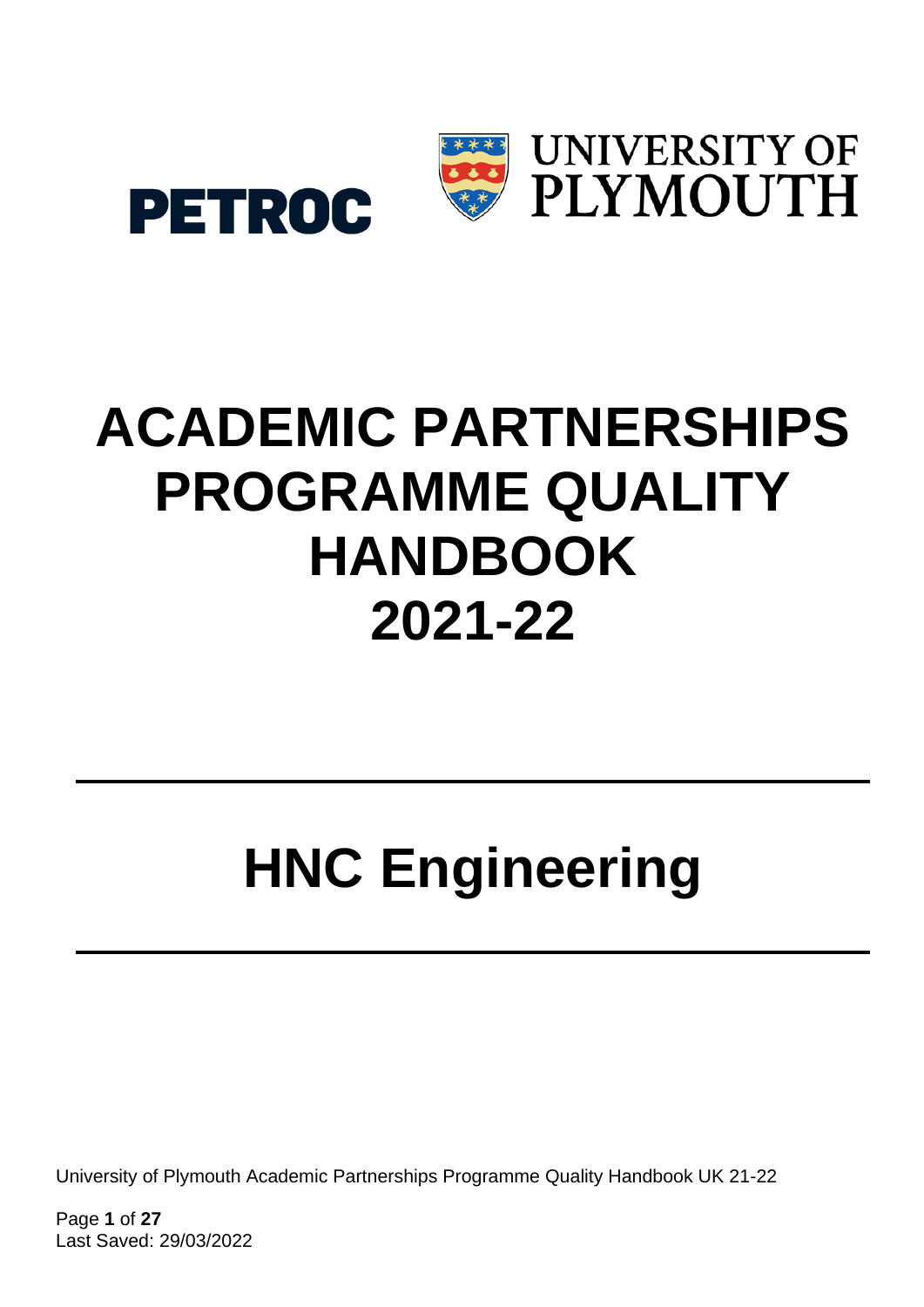PETROC

UNIVERSITY OF PLYMOUTH

# ACADEMIC PARTNERSHIPS PROGRAMME QUALITY HANDBOOK 2021-22

# HNC Engineering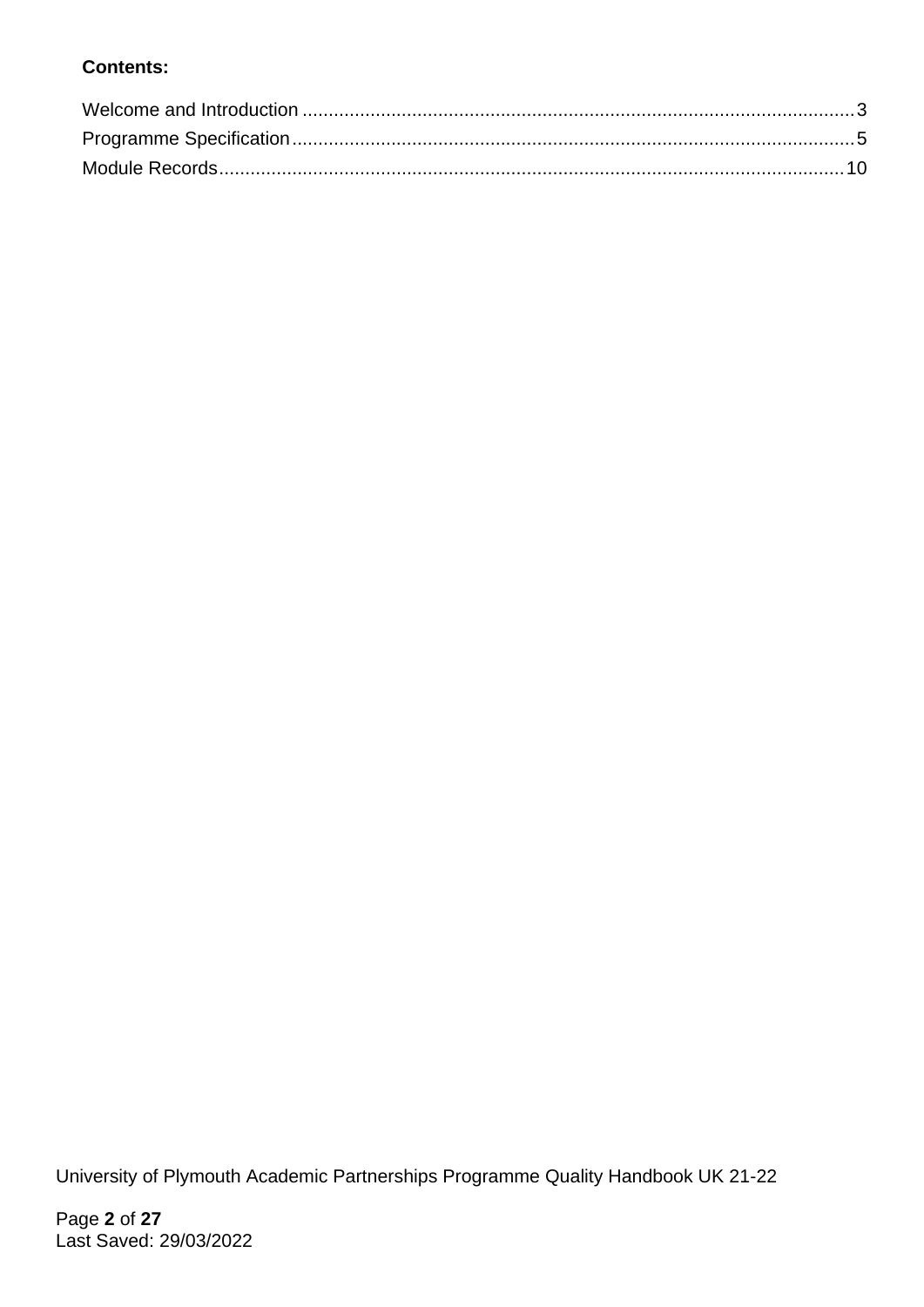**Contents:**

Welcome and Introduction .......................................................................................................... 3
Programme Specification ........................................................................................................... 5
Module Records ....................................................................................................................... 10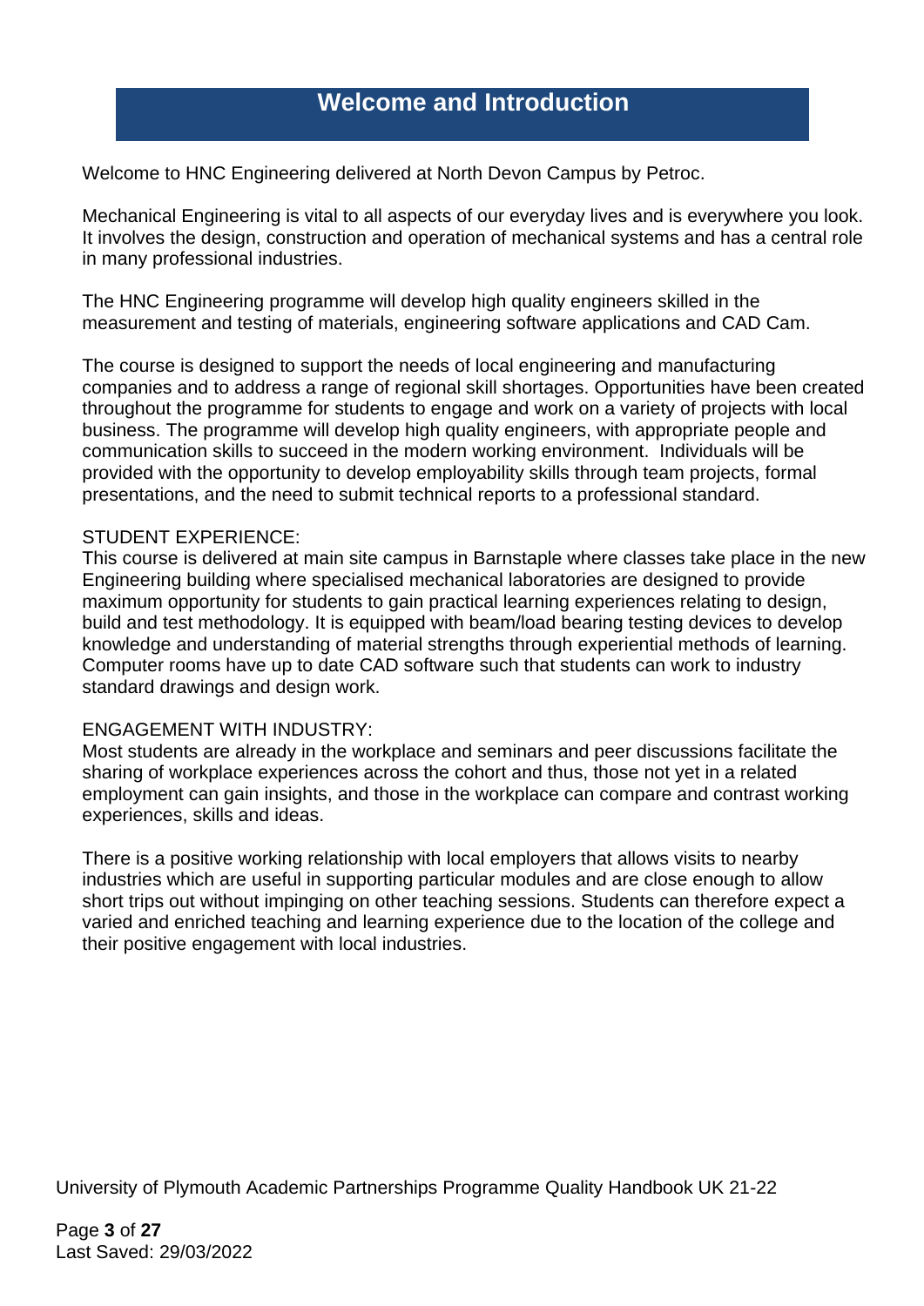# Welcome and Introduction

Welcome to HNC Engineering delivered at North Devon Campus by Petroc.

Mechanical Engineering is vital to all aspects of our everyday lives and is everywhere you look. It involves the design, construction and operation of mechanical systems and has a central role in many professional industries.

The HNC Engineering programme will develop high quality engineers skilled in the measurement and testing of materials, engineering software applications and CAD Cam.

The course is designed to support the needs of local engineering and manufacturing companies and to address a range of regional skill shortages. Opportunities have been created throughout the programme for students to engage and work on a variety of projects with local business. The programme will develop high quality engineers, with appropriate people and communication skills to succeed in the modern working environment. Individuals will be provided with the opportunity to develop employability skills through team projects, formal presentations, and the need to submit technical reports to a professional standard.

STUDENT EXPERIENCE:
This course is delivered at main site campus in Barnstaple where classes take place in the new Engineering building where specialised mechanical laboratories are designed to provide maximum opportunity for students to gain practical learning experiences relating to design, build and test methodology. It is equipped with beam/load bearing testing devices to develop knowledge and understanding of material strengths through experiential methods of learning. Computer rooms have up to date CAD software such that students can work to industry standard drawings and design work.

ENGAGEMENT WITH INDUSTRY:
Most students are already in the workplace and seminars and peer discussions facilitate the sharing of workplace experiences across the cohort and thus, those not yet in a related employment can gain insights, and those in the workplace can compare and contrast working experiences, skills and ideas.

There is a positive working relationship with local employers that allows visits to nearby industries which are useful in supporting particular modules and are close enough to allow short trips out without impinging on other teaching sessions. Students can therefore expect a varied and enriched teaching and learning experience due to the location of the college and their positive engagement with local industries.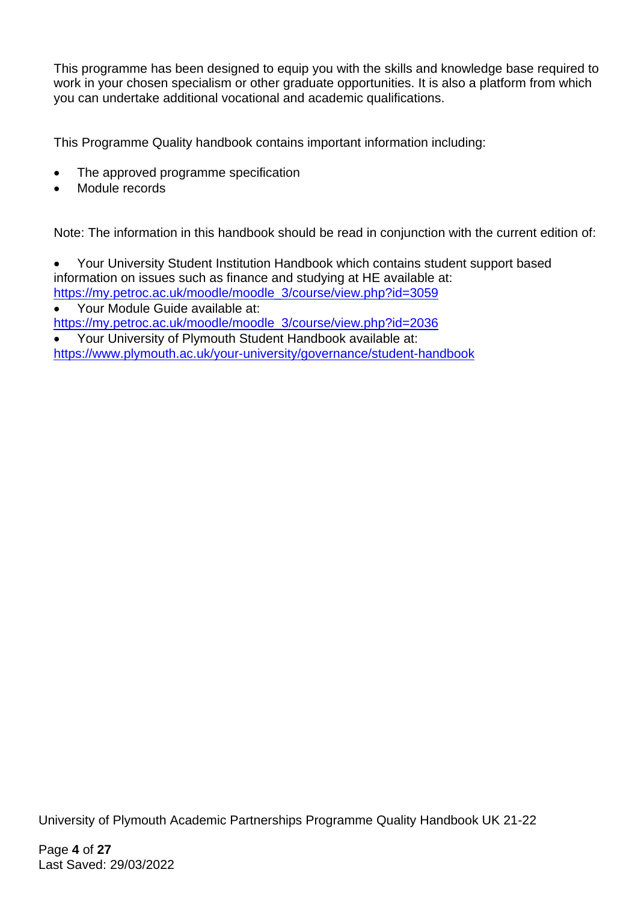This programme has been designed to equip you with the skills and knowledge base required to work in your chosen specialism or other graduate opportunities. It is also a platform from which you can undertake additional vocational and academic qualifications.

This Programme Quality handbook contains important information including:

- The approved programme specification
- Module records

Note: The information in this handbook should be read in conjunction with the current edition of:

- Your University Student Institution Handbook which contains student support based information on issues such as finance and studying at HE available at: https://my.petroc.ac.uk/moodle/moodle_3/course/view.php?id=3059
- Your Module Guide available at: https://my.petroc.ac.uk/moodle/moodle_3/course/view.php?id=2036
- Your University of Plymouth Student Handbook available at: https://www.plymouth.ac.uk/your-university/governance/student-handbook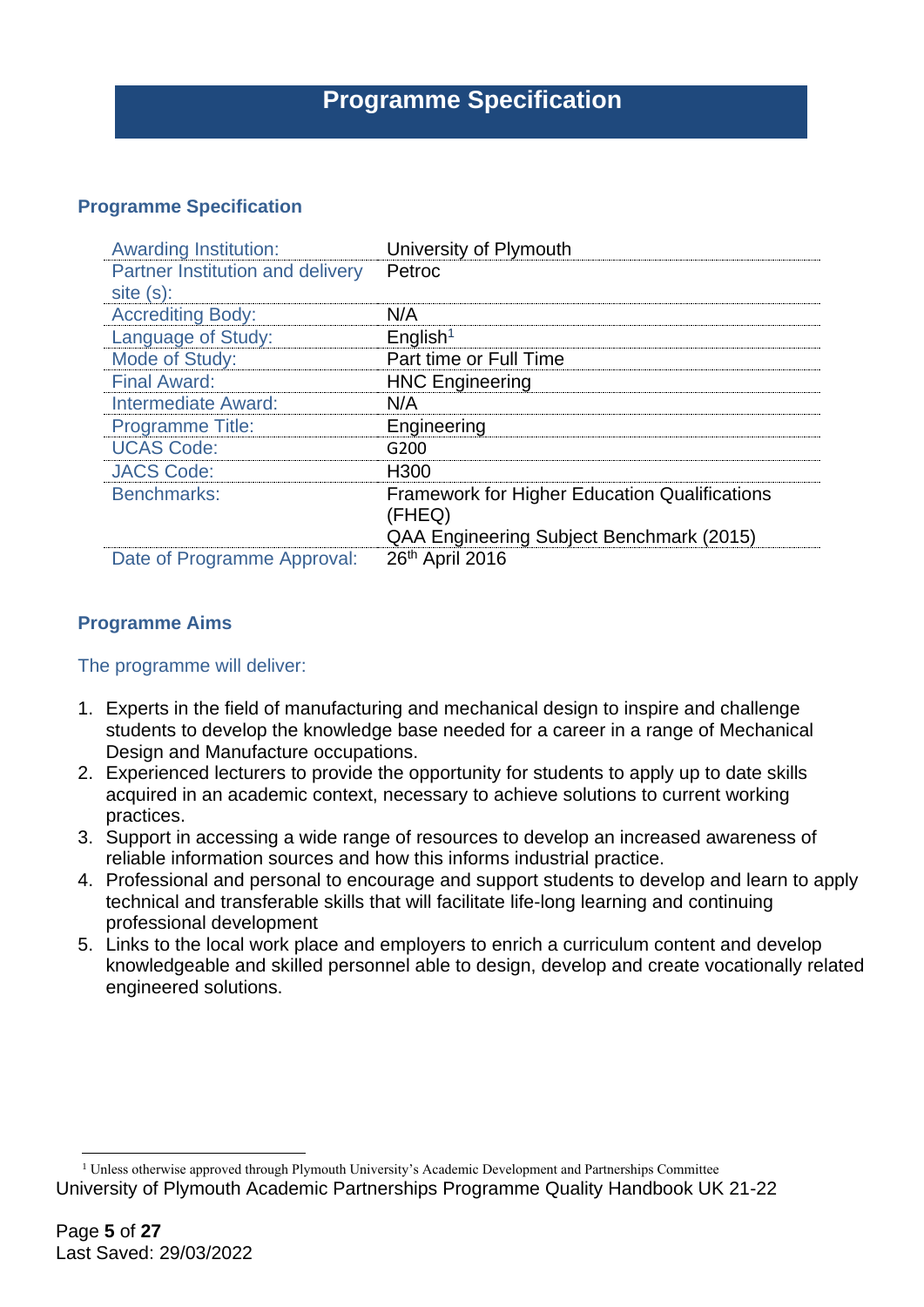# Programme Specification

## Programme Specification

| | |
|---|---|
| Awarding Institution: | University of Plymouth |
| Partner Institution and delivery site (s): | Petroc |
| Accrediting Body: | N/A |
| Language of Study: | English[1] |
| Mode of Study: | Part time or Full Time |
| Final Award: | HNC Engineering |
| Intermediate Award: | N/A |
| Programme Title: | Engineering |
| UCAS Code: | G200 |
| JACS Code: | H300 |
| Benchmarks: | Framework for Higher Education Qualifications (FHEQ)<br>QAA Engineering Subject Benchmark (2015) |
| Date of Programme Approval: | 26th April 2016 |

## Programme Aims

The programme will deliver:

1. Experts in the field of manufacturing and mechanical design to inspire and challenge students to develop the knowledge base needed for a career in a range of Mechanical Design and Manufacture occupations.
2. Experienced lecturers to provide the opportunity for students to apply up to date skills acquired in an academic context, necessary to achieve solutions to current working practices.
3. Support in accessing a wide range of resources to develop an increased awareness of reliable information sources and how this informs industrial practice.
4. Professional and personal to encourage and support students to develop and learn to apply technical and transferable skills that will facilitate life-long learning and continuing professional development
5. Links to the local work place and employers to enrich a curriculum content and develop knowledgeable and skilled personnel able to design, develop and create vocationally related engineered solutions.

[1] Unless otherwise approved through Plymouth University's Academic Development and Partnerships Committee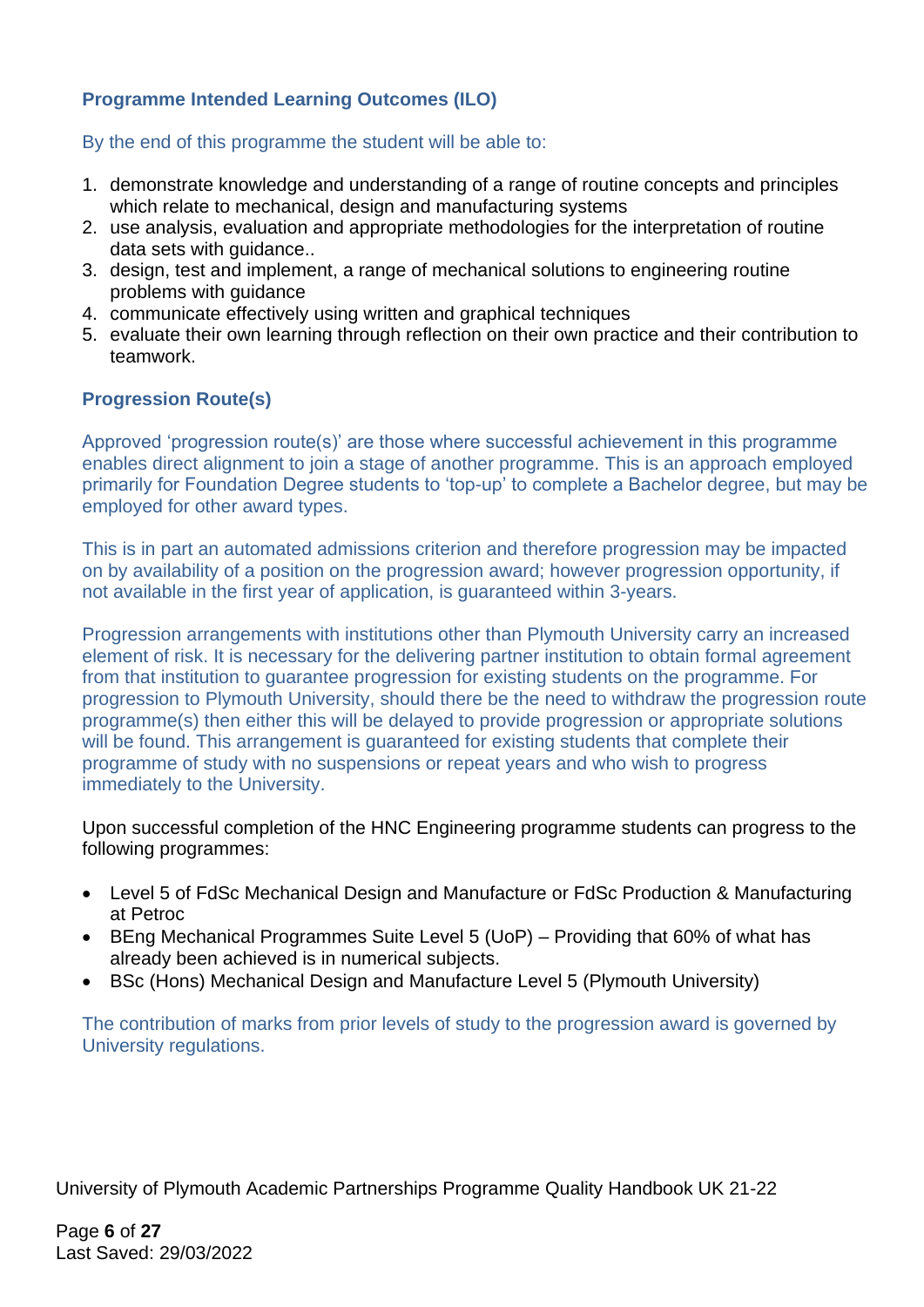### Programme Intended Learning Outcomes (ILO)

By the end of this programme the student will be able to:

1. demonstrate knowledge and understanding of a range of routine concepts and principles which relate to mechanical, design and manufacturing systems
2. use analysis, evaluation and appropriate methodologies for the interpretation of routine data sets with guidance..
3. design, test and implement, a range of mechanical solutions to engineering routine problems with guidance
4. communicate effectively using written and graphical techniques
5. evaluate their own learning through reflection on their own practice and their contribution to teamwork.

### Progression Route(s)

Approved 'progression route(s)' are those where successful achievement in this programme enables direct alignment to join a stage of another programme. This is an approach employed primarily for Foundation Degree students to 'top-up' to complete a Bachelor degree, but may be employed for other award types.

This is in part an automated admissions criterion and therefore progression may be impacted on by availability of a position on the progression award; however progression opportunity, if not available in the first year of application, is guaranteed within 3-years.

Progression arrangements with institutions other than Plymouth University carry an increased element of risk. It is necessary for the delivering partner institution to obtain formal agreement from that institution to guarantee progression for existing students on the programme. For progression to Plymouth University, should there be the need to withdraw the progression route programme(s) then either this will be delayed to provide progression or appropriate solutions will be found. This arrangement is guaranteed for existing students that complete their programme of study with no suspensions or repeat years and who wish to progress immediately to the University.

Upon successful completion of the HNC Engineering programme students can progress to the following programmes:

- Level 5 of FdSc Mechanical Design and Manufacture or FdSc Production & Manufacturing at Petroc
- BEng Mechanical Programmes Suite Level 5 (UoP) – Providing that 60% of what has already been achieved is in numerical subjects.
- BSc (Hons) Mechanical Design and Manufacture Level 5 (Plymouth University)

The contribution of marks from prior levels of study to the progression award is governed by University regulations.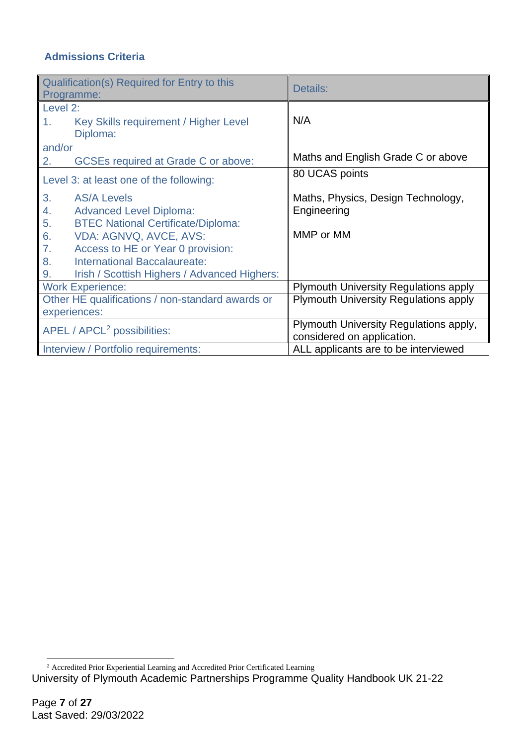### Admissions Criteria

| Qualification(s) Required for Entry to this Programme: | Details: |
|---|---|
| Level 2:<br>1. Key Skills requirement / Higher Level Diploma:<br>and/or<br>2. GCSEs required at Grade C or above: | N/A<br><br>Maths and English Grade C or above |
| Level 3: at least one of the following:<br>3. AS/A Levels<br>4. Advanced Level Diploma:<br>5. BTEC National Certificate/Diploma:<br>6. VDA: AGNVQ, AVCE, AVS:<br>7. Access to HE or Year 0 provision:<br>8. International Baccalaureate:<br>9. Irish / Scottish Highers / Advanced Highers: | 80 UCAS points<br><br>Maths, Physics, Design Technology, Engineering<br><br>MMP or MM |
| Work Experience: | Plymouth University Regulations apply |
| Other HE qualifications / non-standard awards or experiences: | Plymouth University Regulations apply |
| APEL / APCL[2] possibilities: | Plymouth University Regulations apply, considered on application. |
| Interview / Portfolio requirements: | ALL applicants are to be interviewed |

[2] Accredited Prior Experiential Learning and Accredited Prior Certificated Learning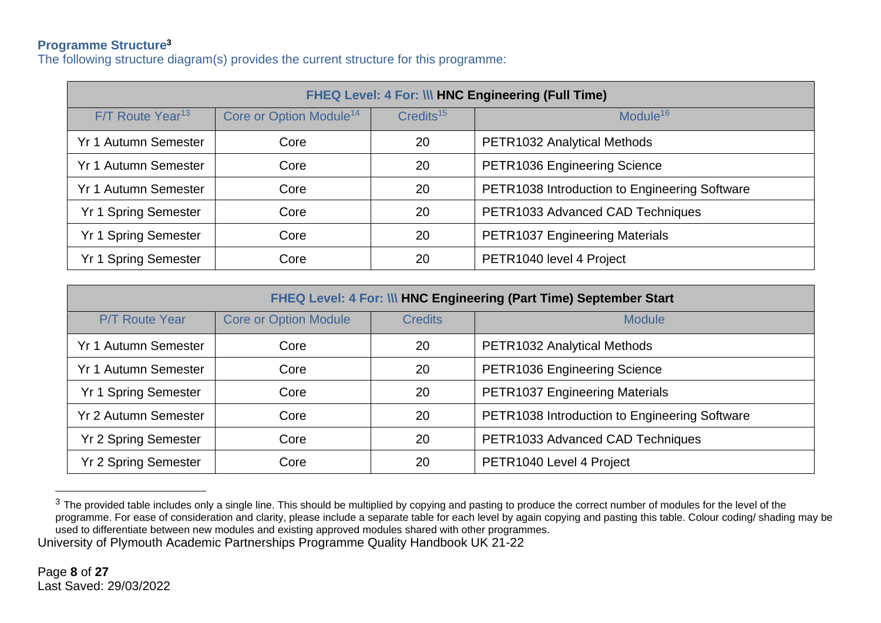**Programme Structure[3]**

The following structure diagram(s) provides the current structure for this programme:

| FHEQ Level: 4 For: \\\ HNC Engineering (Full Time) | | | |
|---|---|---|---|
| F/T Route Year[13] | Core or Option Module[14] | Credits[15] | Module[16] |
| Yr 1 Autumn Semester | Core | 20 | PETR1032 Analytical Methods |
| Yr 1 Autumn Semester | Core | 20 | PETR1036 Engineering Science |
| Yr 1 Autumn Semester | Core | 20 | PETR1038 Introduction to Engineering Software |
| Yr 1 Spring Semester | Core | 20 | PETR1033 Advanced CAD Techniques |
| Yr 1 Spring Semester | Core | 20 | PETR1037 Engineering Materials |
| Yr 1 Spring Semester | Core | 20 | PETR1040 level 4 Project |

| FHEQ Level: 4 For: \\\ HNC Engineering (Part Time) September Start | | | |
|---|---|---|---|
| P/T Route Year | Core or Option Module | Credits | Module |
| Yr 1 Autumn Semester | Core | 20 | PETR1032 Analytical Methods |
| Yr 1 Autumn Semester | Core | 20 | PETR1036 Engineering Science |
| Yr 1 Spring Semester | Core | 20 | PETR1037 Engineering Materials |
| Yr 2 Autumn Semester | Core | 20 | PETR1038 Introduction to Engineering Software |
| Yr 2 Spring Semester | Core | 20 | PETR1033 Advanced CAD Techniques |
| Yr 2 Spring Semester | Core | 20 | PETR1040 Level 4 Project |

[3] The provided table includes only a single line. This should be multiplied by copying and pasting to produce the correct number of modules for the level of the programme. For ease of consideration and clarity, please include a separate table for each level by again copying and pasting this table. Colour coding/ shading may be used to differentiate between new modules and existing approved modules shared with other programmes.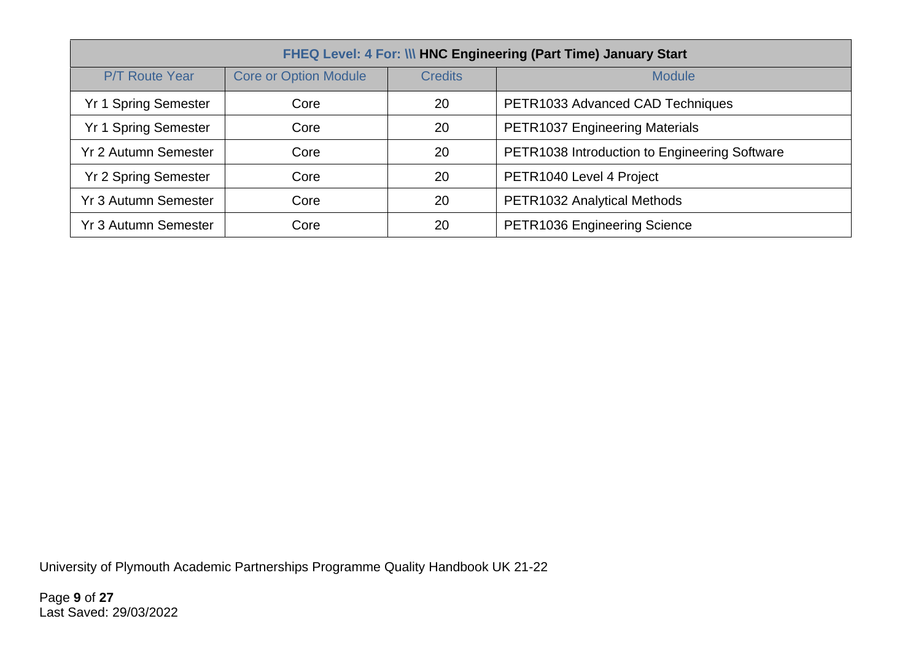| FHEQ Level: 4 For: \\\ HNC Engineering (Part Time) January Start | | | |
|---|---|---|---|
| P/T Route Year | Core or Option Module | Credits | Module |
| Yr 1 Spring Semester | Core | 20 | PETR1033 Advanced CAD Techniques |
| Yr 1 Spring Semester | Core | 20 | PETR1037 Engineering Materials |
| Yr 2 Autumn Semester | Core | 20 | PETR1038 Introduction to Engineering Software |
| Yr 2 Spring Semester | Core | 20 | PETR1040 Level 4 Project |
| Yr 3 Autumn Semester | Core | 20 | PETR1032 Analytical Methods |
| Yr 3 Autumn Semester | Core | 20 | PETR1036 Engineering Science |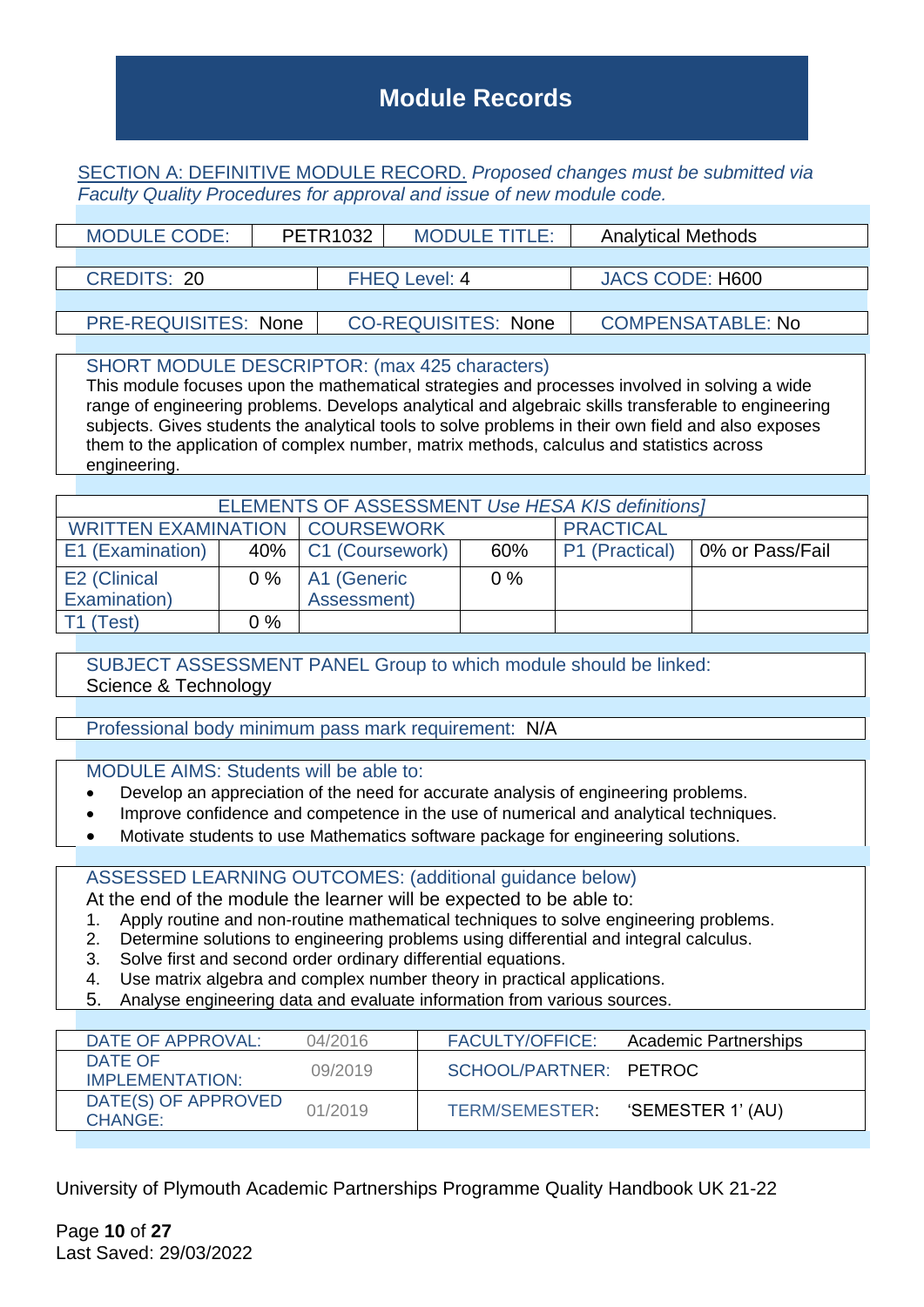# Module Records

SECTION A: DEFINITIVE MODULE RECORD. *Proposed changes must be submitted via Faculty Quality Procedures for approval and issue of new module code.*

| MODULE CODE: | PETR1032 | MODULE TITLE: | Analytical Methods |
|---|---|---|---|

| CREDITS: 20 | FHEQ Level: 4 | JACS CODE: H600 |
|---|---|---|

| PRE-REQUISITES: None | CO-REQUISITES: None | COMPENSATABLE: No |
|---|---|---|

SHORT MODULE DESCRIPTOR: (max 425 characters)
This module focuses upon the mathematical strategies and processes involved in solving a wide range of engineering problems. Develops analytical and algebraic skills transferable to engineering subjects. Gives students the analytical tools to solve problems in their own field and also exposes them to the application of complex number, matrix methods, calculus and statistics across engineering.

| ELEMENTS OF ASSESSMENT *Use HESA KIS definitions]* | | | | | |
|---|---|---|---|---|---|
| WRITTEN EXAMINATION | | COURSEWORK | | PRACTICAL | |
| E1 (Examination) | 40% | C1 (Coursework) | 60% | P1 (Practical) | 0% or Pass/Fail |
| E2 (Clinical Examination) | 0 % | A1 (Generic Assessment) | 0 % | | |
| T1 (Test) | 0 % | | | | |

SUBJECT ASSESSMENT PANEL Group to which module should be linked:
Science & Technology

Professional body minimum pass mark requirement: N/A

MODULE AIMS: Students will be able to:

- Develop an appreciation of the need for accurate analysis of engineering problems.
- Improve confidence and competence in the use of numerical and analytical techniques.
- Motivate students to use Mathematics software package for engineering solutions.

ASSESSED LEARNING OUTCOMES: (additional guidance below)
At the end of the module the learner will be expected to be able to:

1. Apply routine and non-routine mathematical techniques to solve engineering problems.
2. Determine solutions to engineering problems using differential and integral calculus.
3. Solve first and second order ordinary differential equations.
4. Use matrix algebra and complex number theory in practical applications.
5. Analyse engineering data and evaluate information from various sources.

| DATE OF APPROVAL: | 04/2016 | FACULTY/OFFICE: | Academic Partnerships |
|---|---|---|---|
| DATE OF IMPLEMENTATION: | 09/2019 | SCHOOL/PARTNER: | PETROC |
| DATE(S) OF APPROVED CHANGE: | 01/2019 | TERM/SEMESTER: | 'SEMESTER 1' (AU) |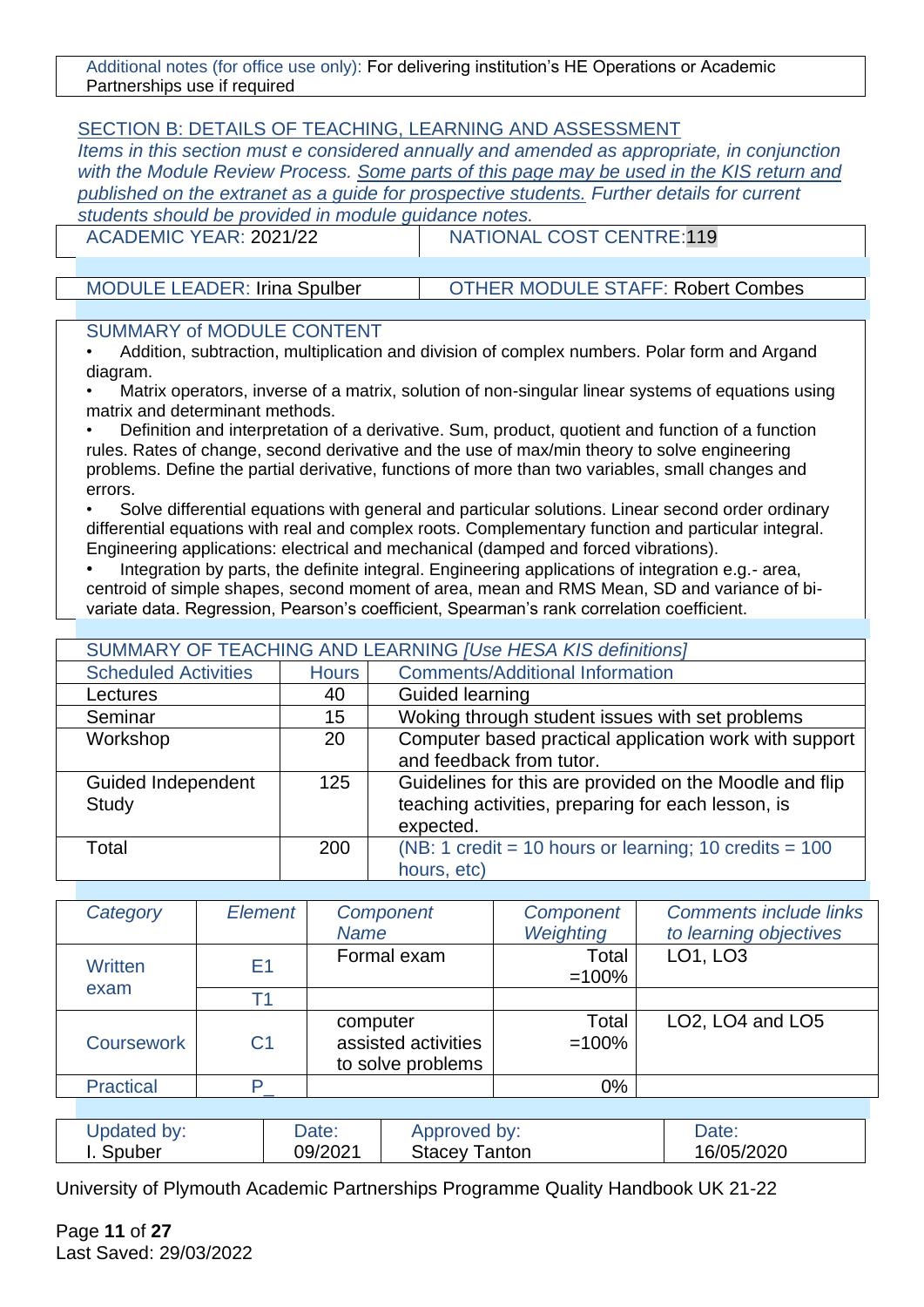| Additional notes (for office use only): For delivering institution's HE Operations or Academic Partnerships use if required |
|---|

## SECTION B: DETAILS OF TEACHING, LEARNING AND ASSESSMENT

*Items in this section must e considered annually and amended as appropriate, in conjunction with the Module Review Process. Some parts of this page may be used in the KIS return and published on the extranet as a guide for prospective students. Further details for current students should be provided in module guidance notes.*

| ACADEMIC YEAR: 2021/22 | NATIONAL COST CENTRE:119 |
|---|---|

| MODULE LEADER: Irina Spulber | OTHER MODULE STAFF: Robert Combes |
|---|---|

### SUMMARY of MODULE CONTENT

- Addition, subtraction, multiplication and division of complex numbers. Polar form and Argand diagram.
- Matrix operators, inverse of a matrix, solution of non-singular linear systems of equations using matrix and determinant methods.
- Definition and interpretation of a derivative. Sum, product, quotient and function of a function rules. Rates of change, second derivative and the use of max/min theory to solve engineering problems. Define the partial derivative, functions of more than two variables, small changes and errors.
- Solve differential equations with general and particular solutions. Linear second order ordinary differential equations with real and complex roots. Complementary function and particular integral. Engineering applications: electrical and mechanical (damped and forced vibrations).
- Integration by parts, the definite integral. Engineering applications of integration e.g.- area, centroid of simple shapes, second moment of area, mean and RMS Mean, SD and variance of bi-variate data. Regression, Pearson's coefficient, Spearman's rank correlation coefficient.

| SUMMARY OF TEACHING AND LEARNING *[Use HESA KIS definitions]* | | |
|---|---|---|
| Scheduled Activities | Hours | Comments/Additional Information |
| Lectures | 40 | Guided learning |
| Seminar | 15 | Woking through student issues with set problems |
| Workshop | 20 | Computer based practical application work with support and feedback from tutor. |
| Guided Independent Study | 125 | Guidelines for this are provided on the Moodle and flip teaching activities, preparing for each lesson, is expected. |
| Total | 200 | (NB: 1 credit = 10 hours or learning; 10 credits = 100 hours, etc) |

| *Category* | *Element* | *Component Name* | *Component Weighting* | *Comments include links to learning objectives* |
|---|---|---|---|---|
| Written exam | E1 | Formal exam | Total =100% | LO1, LO3 |
| | T1 | | | |
| Coursework | C1 | computer assisted activities to solve problems | Total =100% | LO2, LO4 and LO5 |
| Practical | P_ | | 0% | |

| Updated by: I. Spuber | Date: 09/2021 | Approved by: Stacey Tanton | Date: 16/05/2020 |
|---|---|---|---|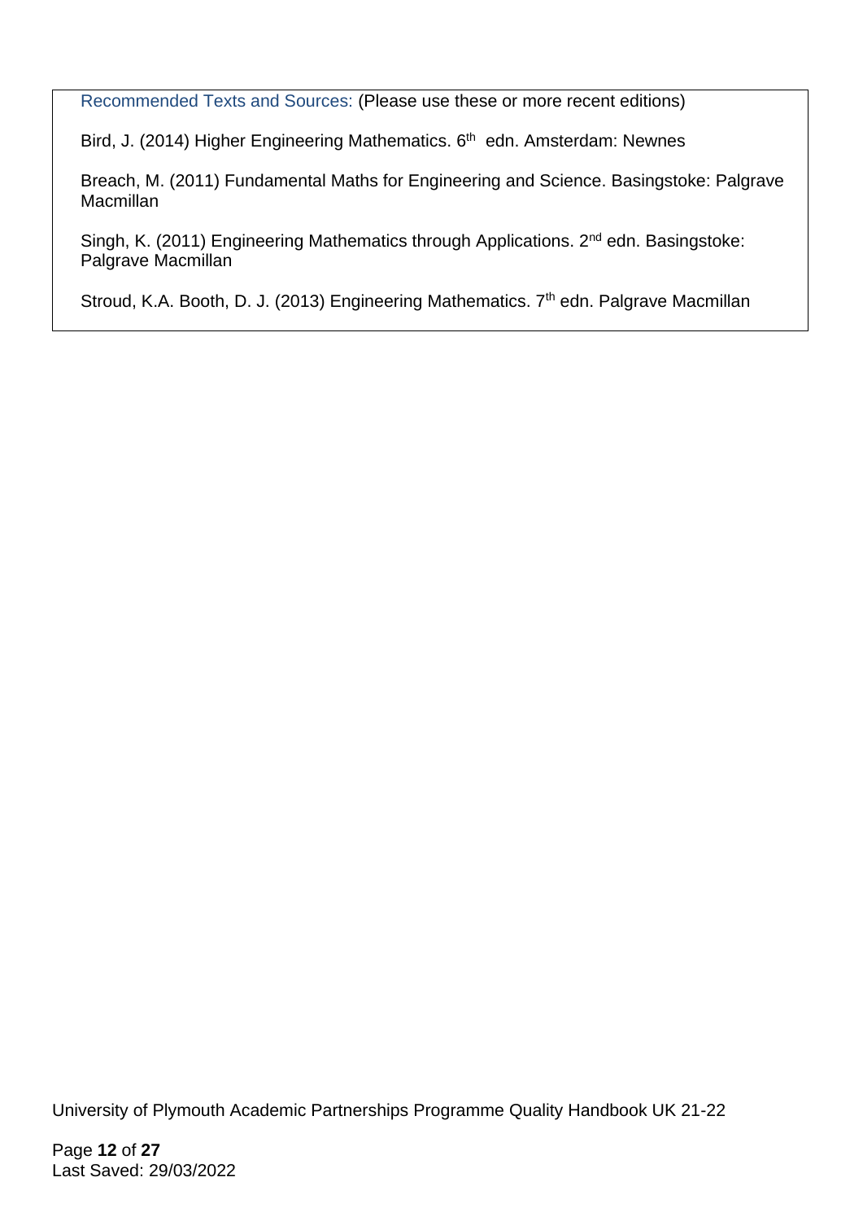Recommended Texts and Sources: (Please use these or more recent editions)

Bird, J. (2014) Higher Engineering Mathematics. 6th edn. Amsterdam: Newnes

Breach, M. (2011) Fundamental Maths for Engineering and Science. Basingstoke: Palgrave Macmillan

Singh, K. (2011) Engineering Mathematics through Applications. 2nd edn. Basingstoke: Palgrave Macmillan

Stroud, K.A. Booth, D. J. (2013) Engineering Mathematics. 7th edn. Palgrave Macmillan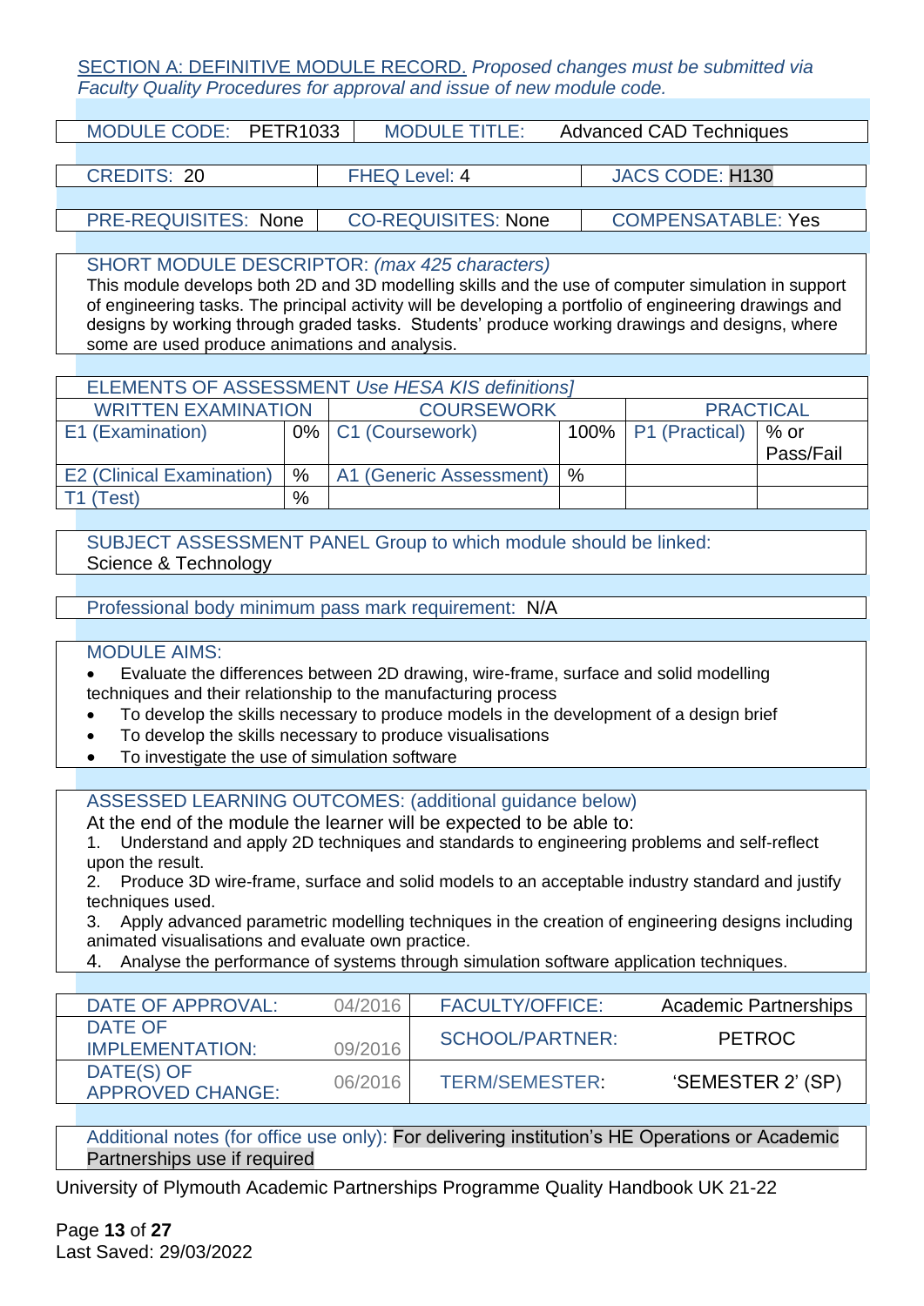SECTION A: DEFINITIVE MODULE RECORD. *Proposed changes must be submitted via Faculty Quality Procedures for approval and issue of new module code.*

| MODULE CODE: PETR1033 | MODULE TITLE: Advanced CAD Techniques |
|---|---|

| CREDITS: 20 | FHEQ Level: 4 | JACS CODE: H130 |
|---|---|---|

| PRE-REQUISITES: None | CO-REQUISITES: None | COMPENSATABLE: Yes |
|---|---|---|

**SHORT MODULE DESCRIPTOR:** *(max 425 characters)*

This module develops both 2D and 3D modelling skills and the use of computer simulation in support of engineering tasks. The principal activity will be developing a portfolio of engineering drawings and designs by working through graded tasks. Students' produce working drawings and designs, where some are used produce animations and analysis.

| ELEMENTS OF ASSESSMENT *Use HESA KIS definitions]* | | | | | |
|---|---|---|---|---|---|
| WRITTEN EXAMINATION | | COURSEWORK | | PRACTICAL | |
| E1 (Examination) | 0% | C1 (Coursework) | 100% | P1 (Practical) | % or Pass/Fail |
| E2 (Clinical Examination) | % | A1 (Generic Assessment) | % | | |
| T1 (Test) | % | | | | |

**SUBJECT ASSESSMENT PANEL Group to which module should be linked:**
Science & Technology

**Professional body minimum pass mark requirement:** N/A

**MODULE AIMS:**

- Evaluate the differences between 2D drawing, wire-frame, surface and solid modelling techniques and their relationship to the manufacturing process
- To develop the skills necessary to produce models in the development of a design brief
- To develop the skills necessary to produce visualisations
- To investigate the use of simulation software

**ASSESSED LEARNING OUTCOMES:** (additional guidance below)

At the end of the module the learner will be expected to be able to:

1. Understand and apply 2D techniques and standards to engineering problems and self-reflect upon the result.
2. Produce 3D wire-frame, surface and solid models to an acceptable industry standard and justify techniques used.
3. Apply advanced parametric modelling techniques in the creation of engineering designs including animated visualisations and evaluate own practice.
4. Analyse the performance of systems through simulation software application techniques.

| DATE OF APPROVAL: | 04/2016 | FACULTY/OFFICE: | Academic Partnerships |
|---|---|---|---|
| DATE OF IMPLEMENTATION: | 09/2016 | SCHOOL/PARTNER: | PETROC |
| DATE(S) OF APPROVED CHANGE: | 06/2016 | TERM/SEMESTER: | 'SEMESTER 2' (SP) |

Additional notes (for office use only): For delivering institution's HE Operations or Academic Partnerships use if required

University of Plymouth Academic Partnerships Programme Quality Handbook UK 21-22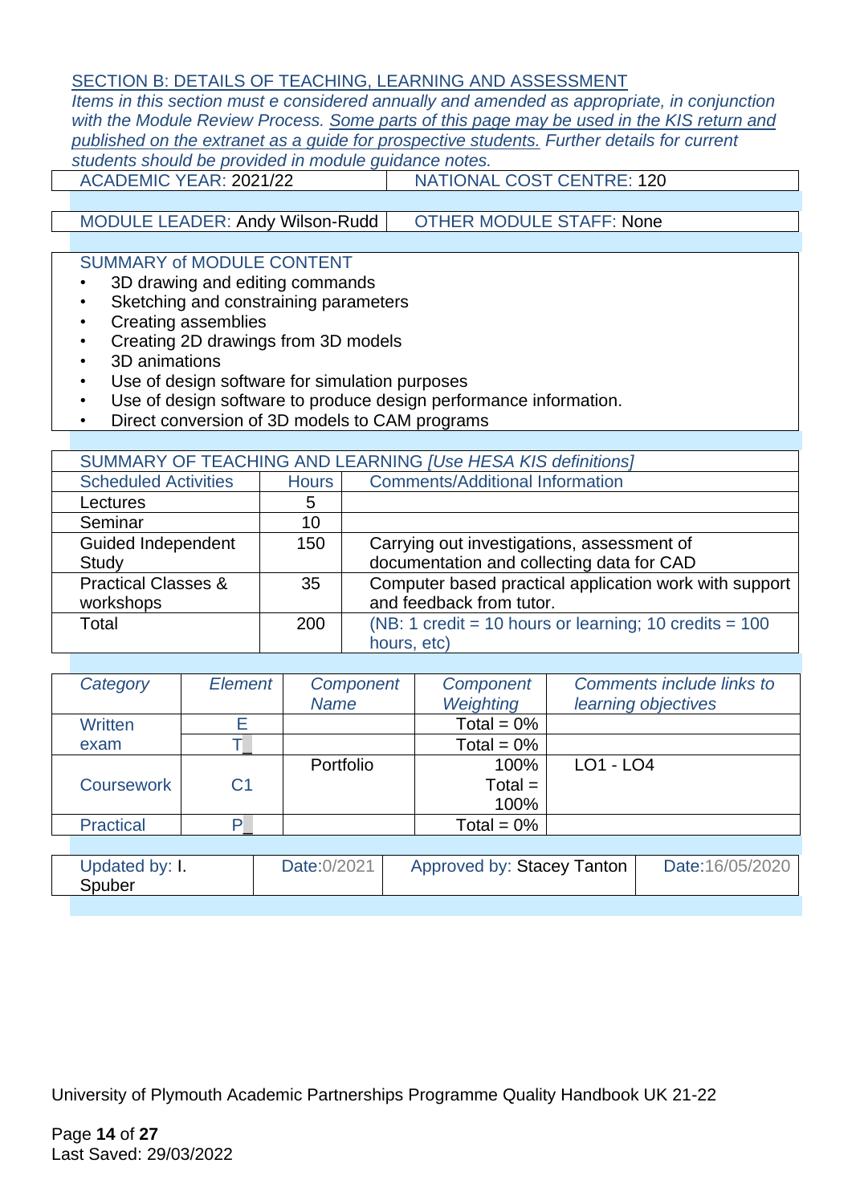## SECTION B: DETAILS OF TEACHING, LEARNING AND ASSESSMENT

*Items in this section must e considered annually and amended as appropriate, in conjunction with the Module Review Process. Some parts of this page may be used in the KIS return and published on the extranet as a guide for prospective students. Further details for current students should be provided in module guidance notes.*

| ACADEMIC YEAR: 2021/22 | NATIONAL COST CENTRE: 120 |
|---|---|

| MODULE LEADER: Andy Wilson-Rudd | OTHER MODULE STAFF: None |
|---|---|

**SUMMARY of MODULE CONTENT**

- 3D drawing and editing commands
- Sketching and constraining parameters
- Creating assemblies
- Creating 2D drawings from 3D models
- 3D animations
- Use of design software for simulation purposes
- Use of design software to produce design performance information.
- Direct conversion of 3D models to CAM programs

**SUMMARY OF TEACHING AND LEARNING** *[Use HESA KIS definitions]*

| Scheduled Activities | Hours | Comments/Additional Information |
|---|---|---|
| Lectures | 5 | |
| Seminar | 10 | |
| Guided Independent Study | 150 | Carrying out investigations, assessment of documentation and collecting data for CAD |
| Practical Classes & workshops | 35 | Computer based practical application work with support and feedback from tutor. |
| Total | 200 | (NB: 1 credit = 10 hours or learning; 10 credits = 100 hours, etc) |

| *Category* | *Element* | *Component Name* | *Component Weighting* | *Comments include links to learning objectives* |
|---|---|---|---|---|
| Written exam | E | | Total = 0% | |
| | T_ | | Total = 0% | |
| Coursework | C1 | Portfolio | 100% Total = 100% | LO1 - LO4 |
| Practical | P_ | | Total = 0% | |

| Updated by: I. Spuber | Date:0/2021 | Approved by: Stacey Tanton | Date:16/05/2020 |
|---|---|---|---|

University of Plymouth Academic Partnerships Programme Quality Handbook UK 21-22

Last Saved: 29/03/2022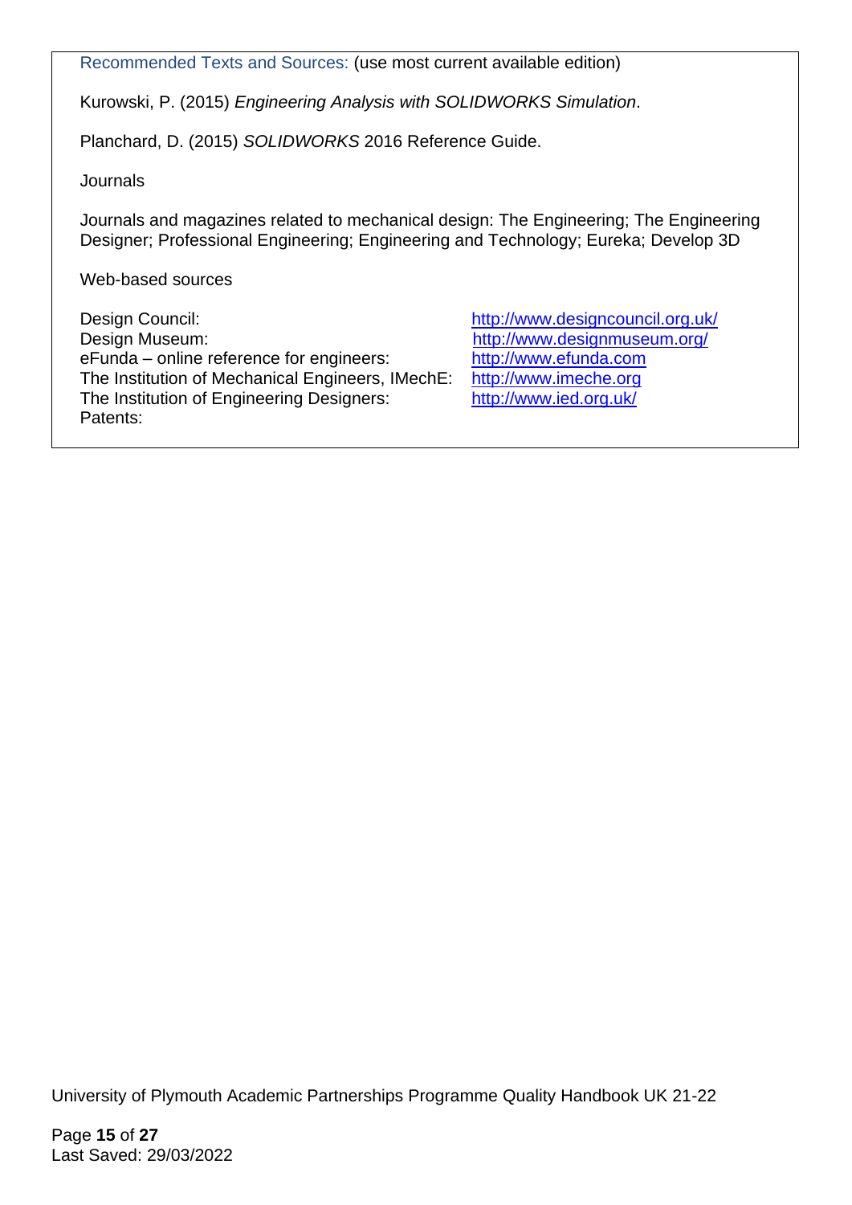Recommended Texts and Sources: (use most current available edition)

Kurowski, P. (2015) *Engineering Analysis with SOLIDWORKS Simulation*.

Planchard, D. (2015) *SOLIDWORKS* 2016 Reference Guide.

Journals

Journals and magazines related to mechanical design: The Engineering; The Engineering Designer; Professional Engineering; Engineering and Technology; Eureka; Develop 3D

Web-based sources

| | |
|---|---|
| Design Council: | http://www.designcouncil.org.uk/ |
| Design Museum: | http://www.designmuseum.org/ |
| eFunda – online reference for engineers: | http://www.efunda.com |
| The Institution of Mechanical Engineers, IMechE: | http://www.imeche.org |
| The Institution of Engineering Designers: | http://www.ied.org.uk/ |
| Patents: | |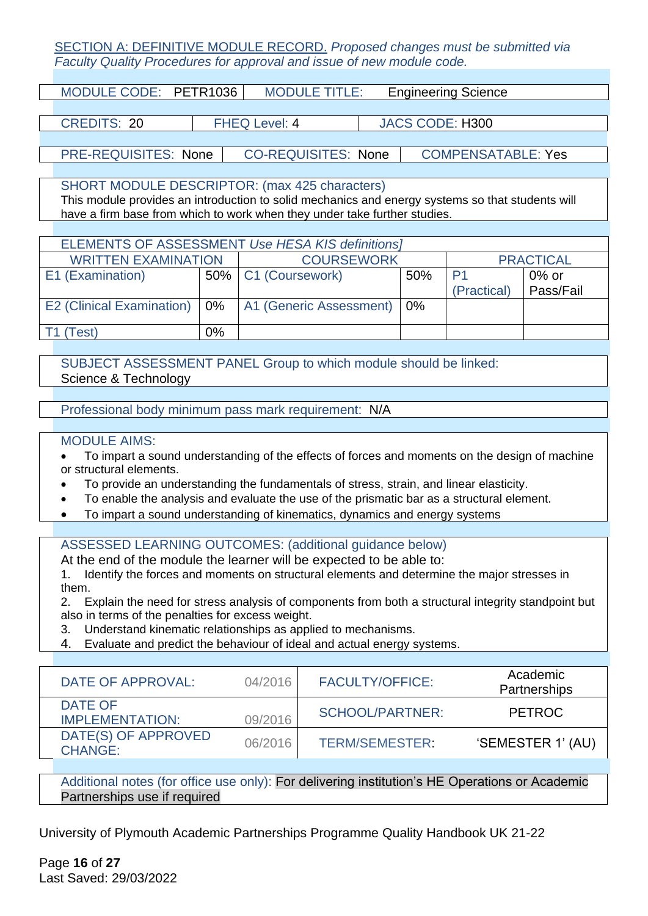SECTION A: DEFINITIVE MODULE RECORD. *Proposed changes must be submitted via Faculty Quality Procedures for approval and issue of new module code.*

| MODULE CODE: PETR1036 | MODULE TITLE: Engineering Science |
|---|---|

| CREDITS: 20 | FHEQ Level: 4 | JACS CODE: H300 |
|---|---|---|

| PRE-REQUISITES: None | CO-REQUISITES: None | COMPENSATABLE: Yes |
|---|---|---|

SHORT MODULE DESCRIPTOR: (max 425 characters)
This module provides an introduction to solid mechanics and energy systems so that students will have a firm base from which to work when they under take further studies.

ELEMENTS OF ASSESSMENT *Use HESA KIS definitions]*

| WRITTEN EXAMINATION | | COURSEWORK | | PRACTICAL | |
|---|---|---|---|---|---|
| E1 (Examination) | 50% | C1 (Coursework) | 50% | P1 (Practical) | 0% or Pass/Fail |
| E2 (Clinical Examination) | 0% | A1 (Generic Assessment) | 0% | | |
| T1 (Test) | 0% | | | | |

SUBJECT ASSESSMENT PANEL Group to which module should be linked:
Science & Technology

Professional body minimum pass mark requirement: N/A

MODULE AIMS:

- To impart a sound understanding of the effects of forces and moments on the design of machine or structural elements.
- To provide an understanding the fundamentals of stress, strain, and linear elasticity.
- To enable the analysis and evaluate the use of the prismatic bar as a structural element.
- To impart a sound understanding of kinematics, dynamics and energy systems

ASSESSED LEARNING OUTCOMES: (additional guidance below)
At the end of the module the learner will be expected to be able to:

1. Identify the forces and moments on structural elements and determine the major stresses in them.
2. Explain the need for stress analysis of components from both a structural integrity standpoint but also in terms of the penalties for excess weight.
3. Understand kinematic relationships as applied to mechanisms.
4. Evaluate and predict the behaviour of ideal and actual energy systems.

| DATE OF APPROVAL: | 04/2016 | FACULTY/OFFICE: | Academic Partnerships |
|---|---|---|---|
| DATE OF IMPLEMENTATION: | 09/2016 | SCHOOL/PARTNER: | PETROC |
| DATE(S) OF APPROVED CHANGE: | 06/2016 | TERM/SEMESTER: | 'SEMESTER 1' (AU) |

Additional notes (for office use only): For delivering institution's HE Operations or Academic Partnerships use if required

University of Plymouth Academic Partnerships Programme Quality Handbook UK 21-22

Last Saved: 29/03/2022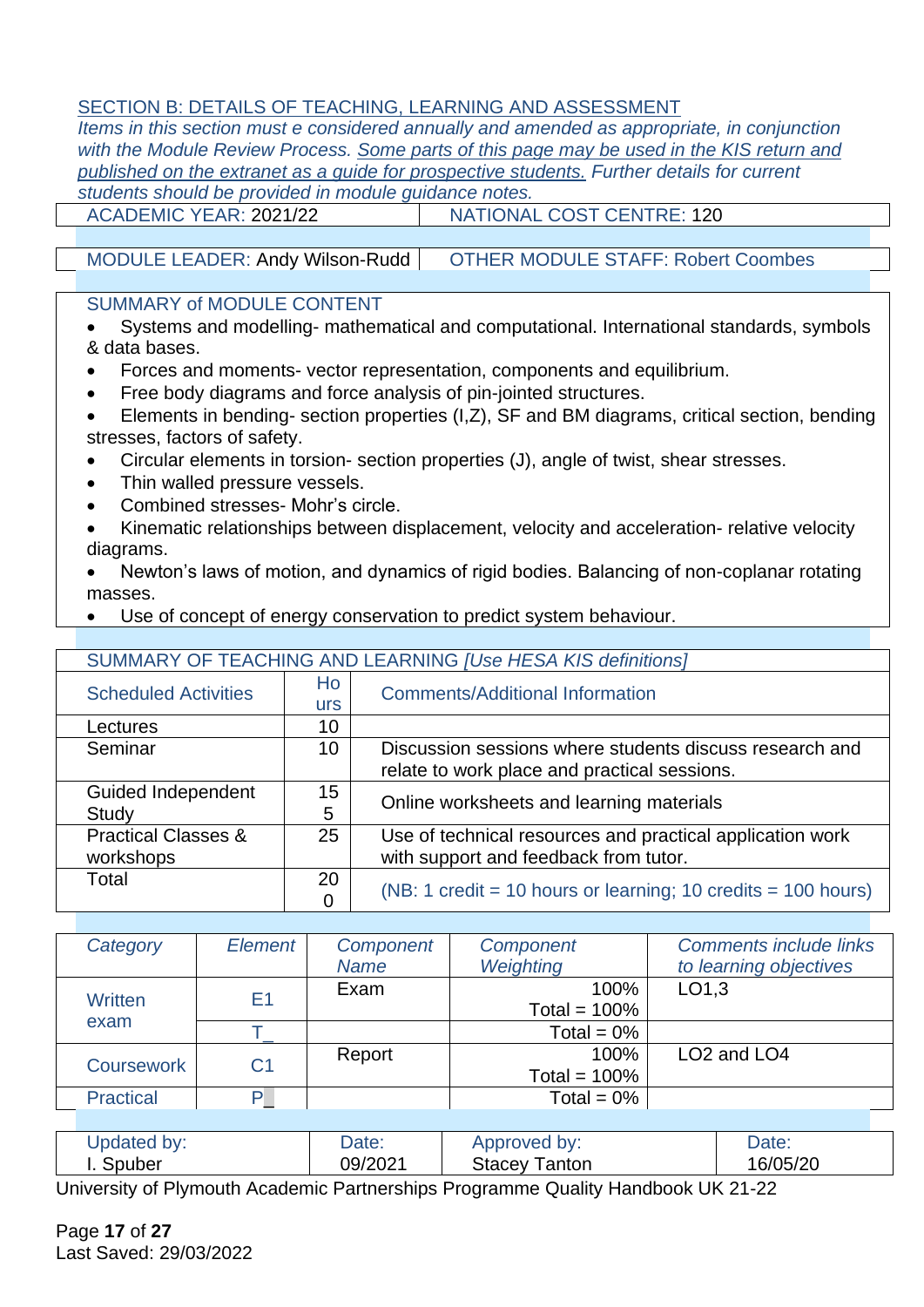## SECTION B: DETAILS OF TEACHING, LEARNING AND ASSESSMENT

*Items in this section must e considered annually and amended as appropriate, in conjunction with the Module Review Process. Some parts of this page may be used in the KIS return and published on the extranet as a guide for prospective students. Further details for current students should be provided in module guidance notes.*

| ACADEMIC YEAR: 2021/22 | NATIONAL COST CENTRE: 120 |
|---|---|
| MODULE LEADER: Andy Wilson-Rudd | OTHER MODULE STAFF: Robert Coombes |

**SUMMARY of MODULE CONTENT**

- Systems and modelling- mathematical and computational. International standards, symbols & data bases.
- Forces and moments- vector representation, components and equilibrium.
- Free body diagrams and force analysis of pin-jointed structures.
- Elements in bending- section properties (I,Z), SF and BM diagrams, critical section, bending stresses, factors of safety.
- Circular elements in torsion- section properties (J), angle of twist, shear stresses.
- Thin walled pressure vessels.
- Combined stresses- Mohr's circle.
- Kinematic relationships between displacement, velocity and acceleration- relative velocity diagrams.
- Newton's laws of motion, and dynamics of rigid bodies. Balancing of non-coplanar rotating masses.
- Use of concept of energy conservation to predict system behaviour.

SUMMARY OF TEACHING AND LEARNING *[Use HESA KIS definitions]*

| Scheduled Activities | Hours | Comments/Additional Information |
|---|---|---|
| Lectures | 10 | |
| Seminar | 10 | Discussion sessions where students discuss research and relate to work place and practical sessions. |
| Guided Independent Study | 155 | Online worksheets and learning materials |
| Practical Classes & workshops | 25 | Use of technical resources and practical application work with support and feedback from tutor. |
| Total | 200 | (NB: 1 credit = 10 hours or learning; 10 credits = 100 hours) |

| *Category* | *Element* | *Component Name* | *Component Weighting* | *Comments include links to learning objectives* |
|---|---|---|---|---|
| Written exam | E1 | Exam | 100%<br>Total = 100% | LO1,3 |
| | T_ | | Total = 0% | |
| Coursework | C1 | Report | 100%<br>Total = 100% | LO2 and LO4 |
| Practical | P_ | | Total = 0% | |

| Updated by: | Date: | Approved by: | Date: |
|---|---|---|---|
| I. Spuber | 09/2021 | Stacey Tanton | 16/05/20 |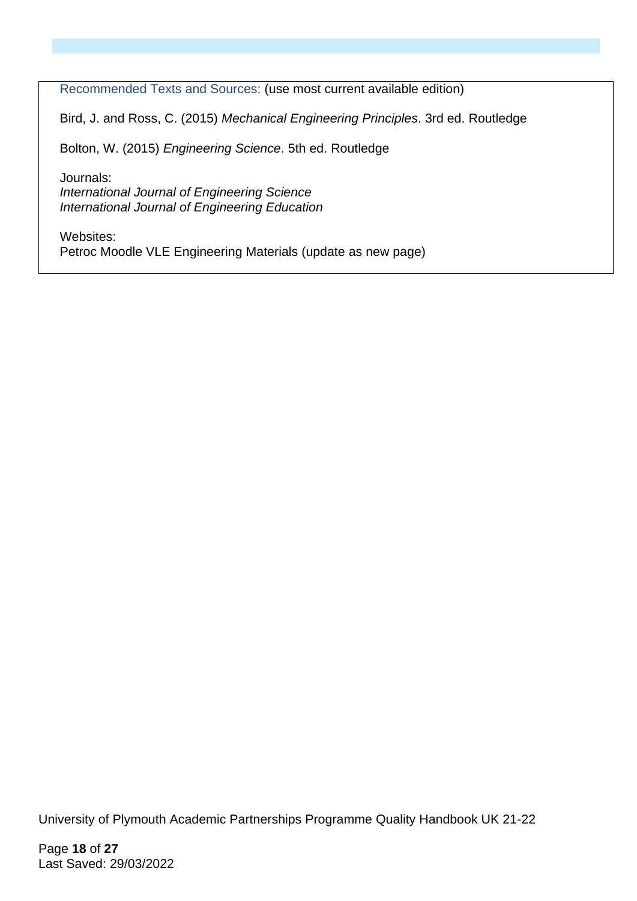Recommended Texts and Sources: (use most current available edition)

Bird, J. and Ross, C. (2015) *Mechanical Engineering Principles*. 3rd ed. Routledge

Bolton, W. (2015) *Engineering Science*. 5th ed. Routledge

Journals:
*International Journal of Engineering Science*
*International Journal of Engineering Education*

Websites:
Petroc Moodle VLE Engineering Materials (update as new page)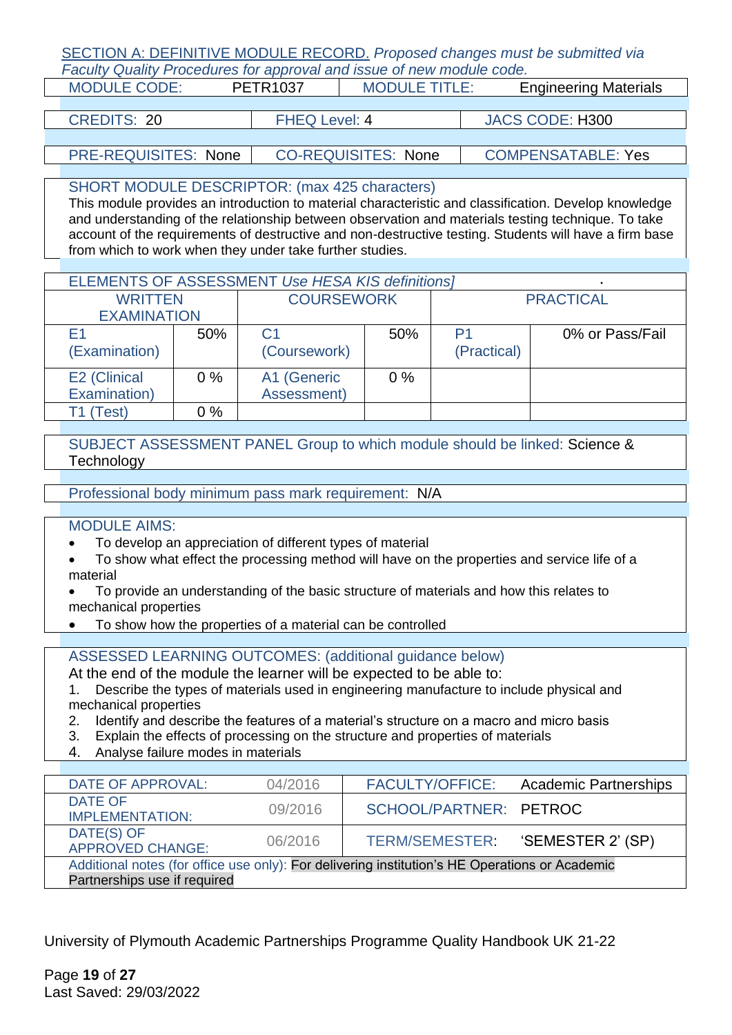SECTION A: DEFINITIVE MODULE RECORD. *Proposed changes must be submitted via Faculty Quality Procedures for approval and issue of new module code.*

| MODULE CODE: | PETR1037 | MODULE TITLE: | Engineering Materials |
|---|---|---|---|

| CREDITS: 20 | FHEQ Level: 4 | JACS CODE: H300 |
|---|---|---|

| PRE-REQUISITES: None | CO-REQUISITES: None | COMPENSATABLE: Yes |
|---|---|---|

**SHORT MODULE DESCRIPTOR:** (max 425 characters)
This module provides an introduction to material characteristic and classification. Develop knowledge and understanding of the relationship between observation and materials testing technique. To take account of the requirements of destructive and non-destructive testing. Students will have a firm base from which to work when they under take further studies.

**ELEMENTS OF ASSESSMENT** *Use HESA KIS definitions]*

| WRITTEN EXAMINATION | | COURSEWORK | | PRACTICAL | |
|---|---|---|---|---|---|
| E1 (Examination) | 50% | C1 (Coursework) | 50% | P1 (Practical) | 0% or Pass/Fail |
| E2 (Clinical Examination) | 0 % | A1 (Generic Assessment) | 0 % | | |
| T1 (Test) | 0 % | | | | |

**SUBJECT ASSESSMENT PANEL Group to which module should be linked:** Science & Technology

**Professional body minimum pass mark requirement:** N/A

**MODULE AIMS:**

- To develop an appreciation of different types of material
- To show what effect the processing method will have on the properties and service life of a material
- To provide an understanding of the basic structure of materials and how this relates to mechanical properties
- To show how the properties of a material can be controlled

**ASSESSED LEARNING OUTCOMES:** (additional guidance below)
At the end of the module the learner will be expected to be able to:

1. Describe the types of materials used in engineering manufacture to include physical and mechanical properties
2. Identify and describe the features of a material's structure on a macro and micro basis
3. Explain the effects of processing on the structure and properties of materials
4. Analyse failure modes in materials

| DATE OF APPROVAL: | 04/2016 | FACULTY/OFFICE: | Academic Partnerships |
|---|---|---|---|
| DATE OF IMPLEMENTATION: | 09/2016 | SCHOOL/PARTNER: | PETROC |
| DATE(S) OF APPROVED CHANGE: | 06/2016 | TERM/SEMESTER: | 'SEMESTER 2' (SP) |

Additional notes (for office use only): For delivering institution's HE Operations or Academic Partnerships use if required

University of Plymouth Academic Partnerships Programme Quality Handbook UK 21-22

Last Saved: 29/03/2022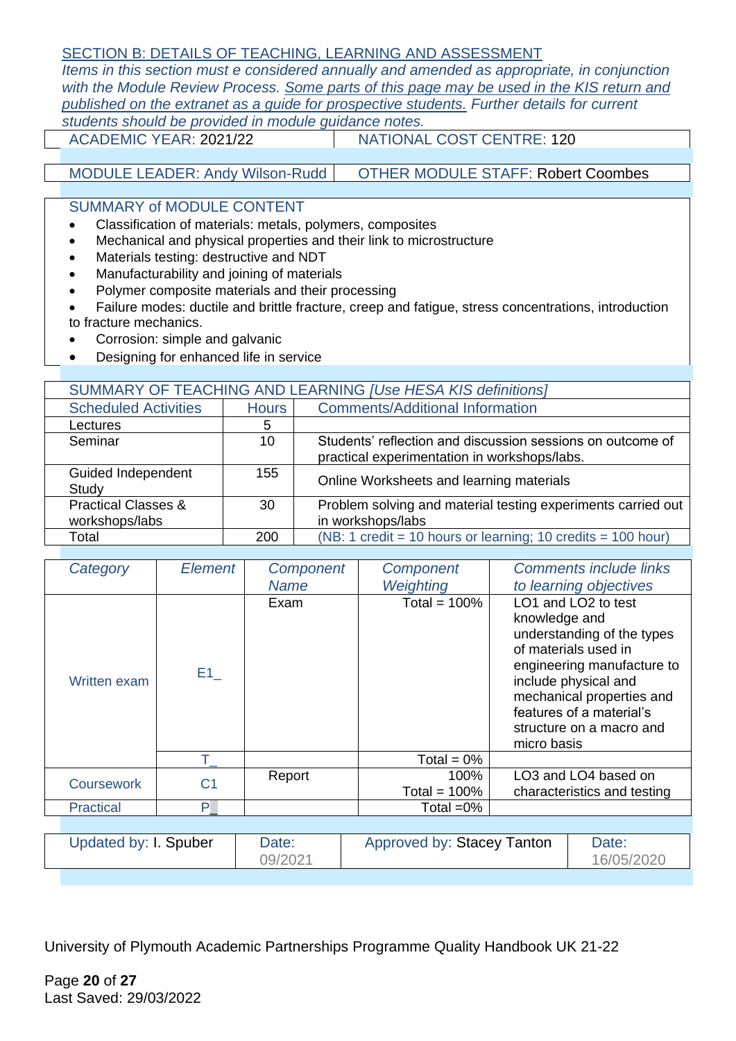## SECTION B: DETAILS OF TEACHING, LEARNING AND ASSESSMENT

*Items in this section must e considered annually and amended as appropriate, in conjunction with the Module Review Process. Some parts of this page may be used in the KIS return and published on the extranet as a guide for prospective students. Further details for current students should be provided in module guidance notes.*

| ACADEMIC YEAR: 2021/22 | NATIONAL COST CENTRE: 120 |
|---|---|
| MODULE LEADER: Andy Wilson-Rudd | OTHER MODULE STAFF: Robert Coombes |

**SUMMARY of MODULE CONTENT**

- Classification of materials: metals, polymers, composites
- Mechanical and physical properties and their link to microstructure
- Materials testing: destructive and NDT
- Manufacturability and joining of materials
- Polymer composite materials and their processing
- Failure modes: ductile and brittle fracture, creep and fatigue, stress concentrations, introduction to fracture mechanics.
- Corrosion: simple and galvanic
- Designing for enhanced life in service

| SUMMARY OF TEACHING AND LEARNING *[Use HESA KIS definitions]* | | |
|---|---|---|
| Scheduled Activities | Hours | Comments/Additional Information |
| Lectures | 5 | |
| Seminar | 10 | Students' reflection and discussion sessions on outcome of practical experimentation in workshops/labs. |
| Guided Independent Study | 155 | Online Worksheets and learning materials |
| Practical Classes & workshops/labs | 30 | Problem solving and material testing experiments carried out in workshops/labs |
| Total | 200 | (NB: 1 credit = 10 hours or learning; 10 credits = 100 hour) |

| *Category* | *Element* | *Component Name* | *Component Weighting* | *Comments include links to learning objectives* |
|---|---|---|---|---|
| Written exam | E1_ | Exam | Total = 100% | LO1 and LO2 to test knowledge and understanding of the types of materials used in engineering manufacture to include physical and mechanical properties and features of a material's structure on a macro and micro basis |
| | T_ | | Total = 0% | |
| Coursework | C1 | Report | 100% Total = 100% | LO3 and LO4 based on characteristics and testing |
| Practical | P_ | | Total =0% | |

| Updated by: I. Spuber | Date: 09/2021 | Approved by: Stacey Tanton | Date: 16/05/2020 |
|---|---|---|---|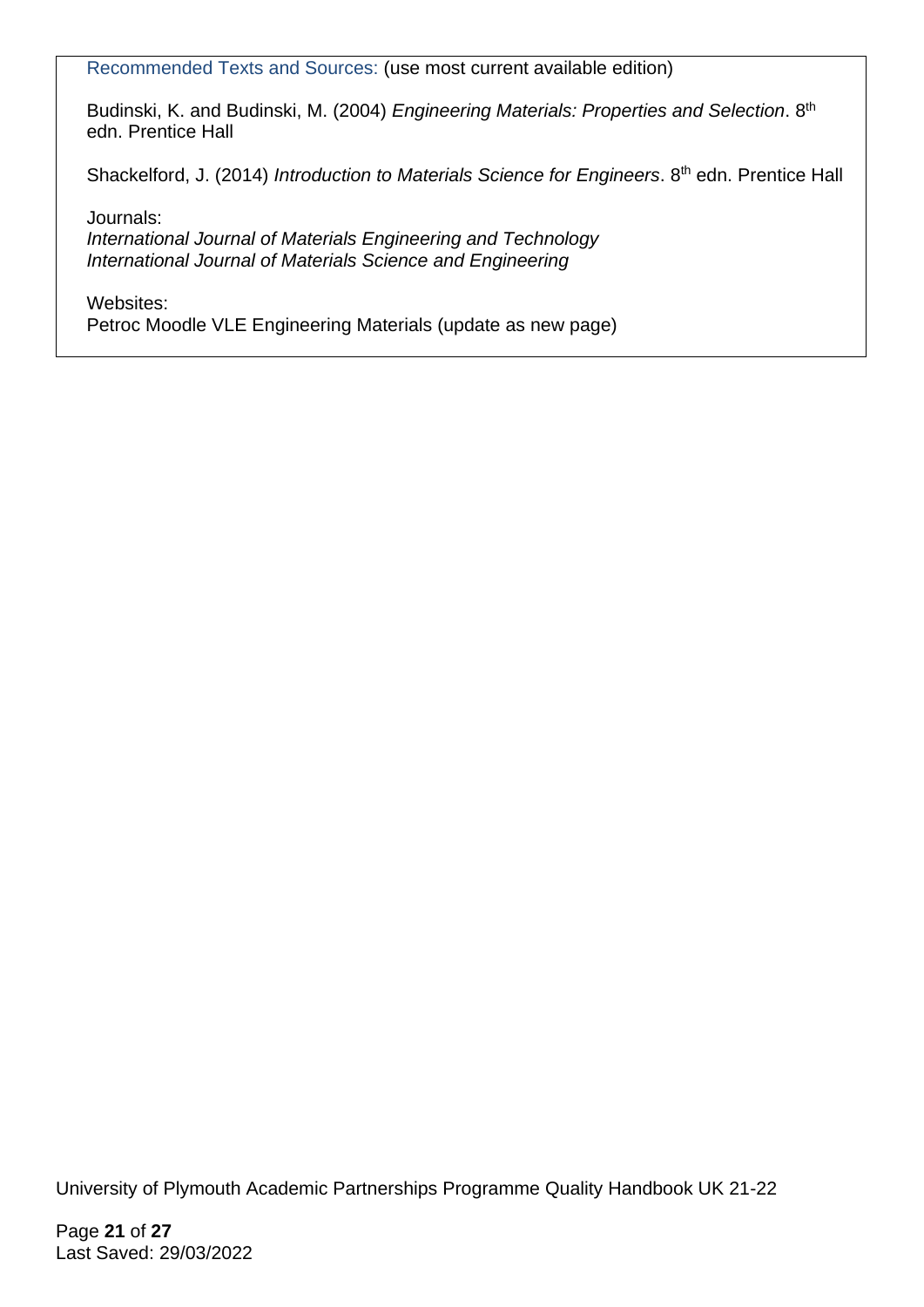Recommended Texts and Sources: (use most current available edition)

Budinski, K. and Budinski, M. (2004) *Engineering Materials: Properties and Selection*. 8th edn. Prentice Hall

Shackelford, J. (2014) *Introduction to Materials Science for Engineers*. 8th edn. Prentice Hall

Journals:
*International Journal of Materials Engineering and Technology*
*International Journal of Materials Science and Engineering*

Websites:
Petroc Moodle VLE Engineering Materials (update as new page)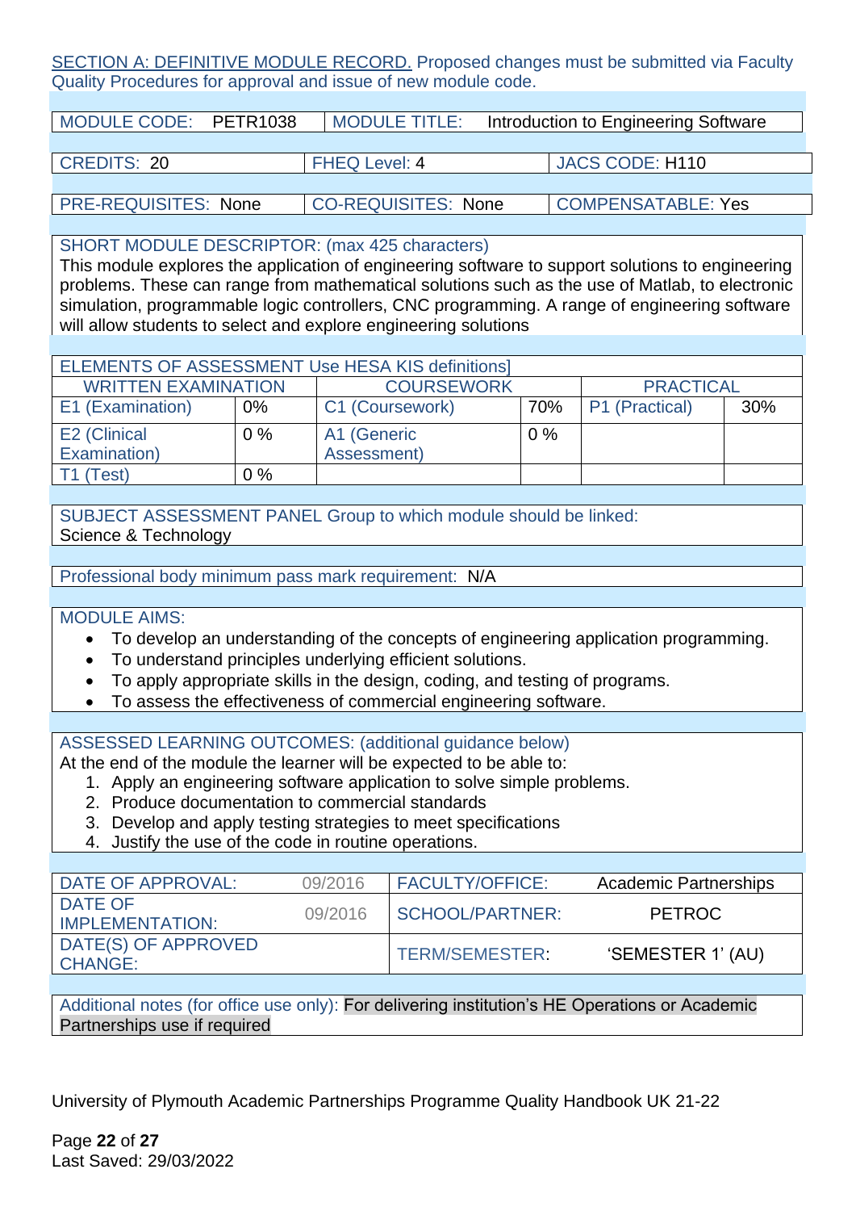SECTION A: DEFINITIVE MODULE RECORD. Proposed changes must be submitted via Faculty Quality Procedures for approval and issue of new module code.

| MODULE CODE: PETR1038 | MODULE TITLE: Introduction to Engineering Software |
|---|---|

| CREDITS: 20 | FHEQ Level: 4 | JACS CODE: H110 |
|---|---|---|

| PRE-REQUISITES: None | CO-REQUISITES: None | COMPENSATABLE: Yes |
|---|---|---|

**SHORT MODULE DESCRIPTOR: (max 425 characters)**
This module explores the application of engineering software to support solutions to engineering problems. These can range from mathematical solutions such as the use of Matlab, to electronic simulation, programmable logic controllers, CNC programming. A range of engineering software will allow students to select and explore engineering solutions

**ELEMENTS OF ASSESSMENT Use HESA KIS definitions]**

| WRITTEN EXAMINATION | | COURSEWORK | | PRACTICAL | |
|---|---|---|---|---|---|
| E1 (Examination) | 0% | C1 (Coursework) | 70% | P1 (Practical) | 30% |
| E2 (Clinical Examination) | 0 % | A1 (Generic Assessment) | 0 % | | |
| T1 (Test) | 0 % | | | | |

**SUBJECT ASSESSMENT PANEL Group to which module should be linked:**
Science & Technology

Professional body minimum pass mark requirement: N/A

**MODULE AIMS:**

- To develop an understanding of the concepts of engineering application programming.
- To understand principles underlying efficient solutions.
- To apply appropriate skills in the design, coding, and testing of programs.
- To assess the effectiveness of commercial engineering software.

**ASSESSED LEARNING OUTCOMES: (additional guidance below)**
At the end of the module the learner will be expected to be able to:

1. Apply an engineering software application to solve simple problems.
2. Produce documentation to commercial standards
3. Develop and apply testing strategies to meet specifications
4. Justify the use of the code in routine operations.

| DATE OF APPROVAL: | 09/2016 | FACULTY/OFFICE: | Academic Partnerships |
|---|---|---|---|
| DATE OF IMPLEMENTATION: | 09/2016 | SCHOOL/PARTNER: | PETROC |
| DATE(S) OF APPROVED CHANGE: | | TERM/SEMESTER: | 'SEMESTER 1' (AU) |

Additional notes (for office use only): For delivering institution's HE Operations or Academic Partnerships use if required

University of Plymouth Academic Partnerships Programme Quality Handbook UK 21-22

Last Saved: 29/03/2022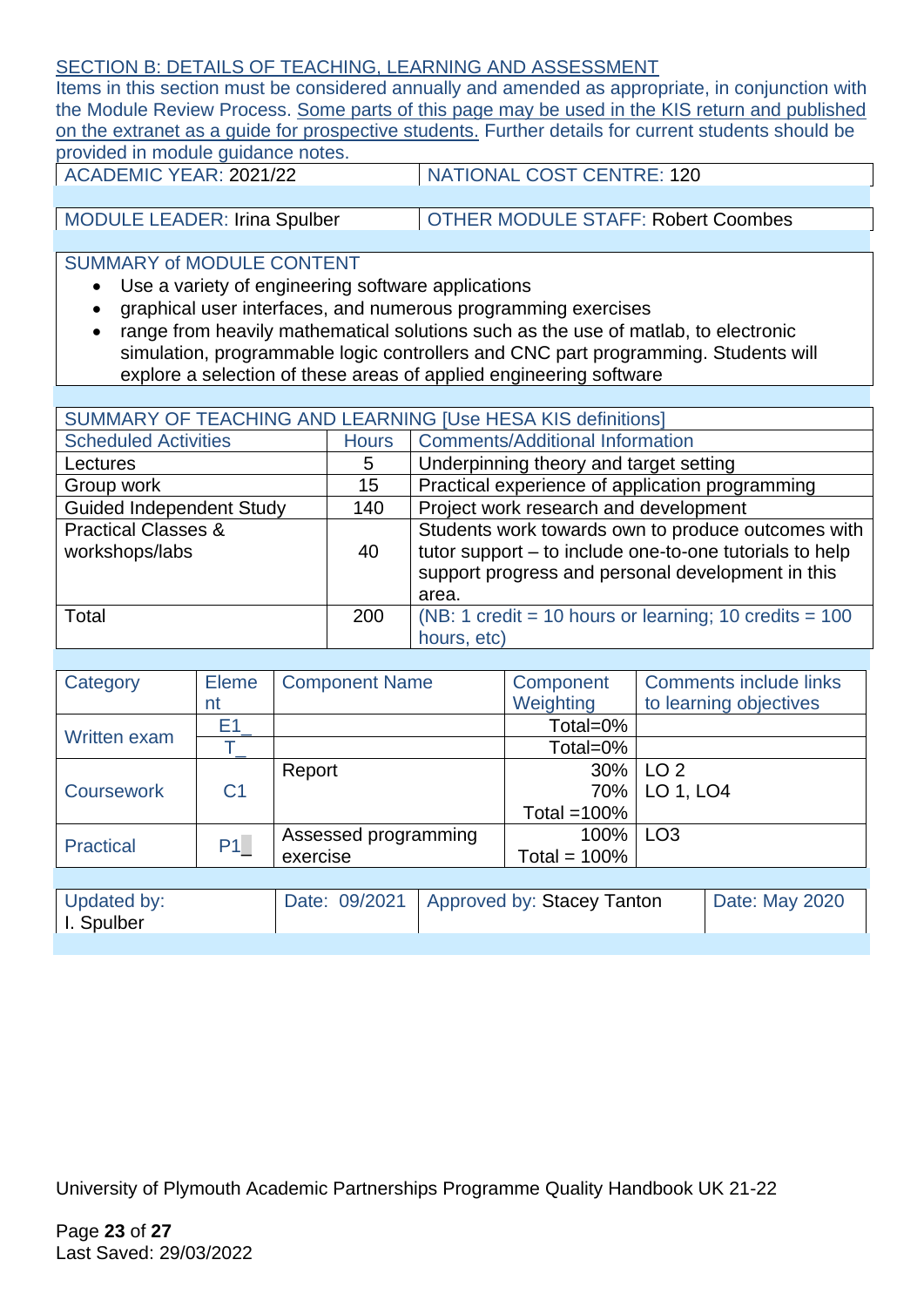SECTION B: DETAILS OF TEACHING, LEARNING AND ASSESSMENT

Items in this section must be considered annually and amended as appropriate, in conjunction with the Module Review Process. Some parts of this page may be used in the KIS return and published on the extranet as a guide for prospective students. Further details for current students should be provided in module guidance notes.

| ACADEMIC YEAR: 2021/22 | NATIONAL COST CENTRE: 120 |
|---|---|
| MODULE LEADER: Irina Spulber | OTHER MODULE STAFF: Robert Coombes |

SUMMARY of MODULE CONTENT

- Use a variety of engineering software applications
- graphical user interfaces, and numerous programming exercises
- range from heavily mathematical solutions such as the use of matlab, to electronic simulation, programmable logic controllers and CNC part programming. Students will explore a selection of these areas of applied engineering software

SUMMARY OF TEACHING AND LEARNING [Use HESA KIS definitions]

| Scheduled Activities | Hours | Comments/Additional Information |
|---|---|---|
| Lectures | 5 | Underpinning theory and target setting |
| Group work | 15 | Practical experience of application programming |
| Guided Independent Study | 140 | Project work research and development |
| Practical Classes & workshops/labs | 40 | Students work towards own to produce outcomes with tutor support – to include one-to-one tutorials to help support progress and personal development in this area. |
| Total | 200 | (NB: 1 credit = 10 hours or learning; 10 credits = 100 hours, etc) |

| Category | Element | Component Name | Component Weighting | Comments include links to learning objectives |
|---|---|---|---|---|
| Written exam | E1_ | | Total=0% | |
| | T_ | | Total=0% | |
| Coursework | C1 | Report | 30%<br>70%<br>Total =100% | LO 2<br>LO 1, LO4 |
| Practical | P1_ | Assessed programming exercise | 100%<br>Total = 100% | LO3 |

| Updated by: I. Spulber | Date: 09/2021 | Approved by: Stacey Tanton | Date: May 2020 |
|---|---|---|---|

University of Plymouth Academic Partnerships Programme Quality Handbook UK 21-22

Last Saved: 29/03/2022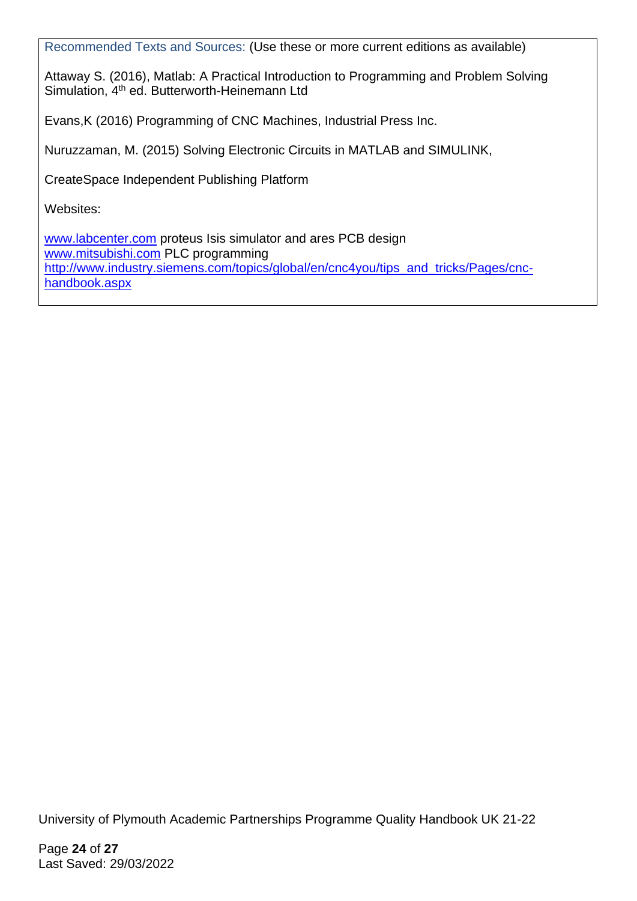Recommended Texts and Sources: (Use these or more current editions as available)

Attaway S. (2016), Matlab: A Practical Introduction to Programming and Problem Solving Simulation, 4th ed. Butterworth-Heinemann Ltd

Evans,K (2016) Programming of CNC Machines, Industrial Press Inc.

Nuruzzaman, M. (2015) Solving Electronic Circuits in MATLAB and SIMULINK,

CreateSpace Independent Publishing Platform

Websites:

www.labcenter.com proteus Isis simulator and ares PCB design
www.mitsubishi.com PLC programming
http://www.industry.siemens.com/topics/global/en/cnc4you/tips_and_tricks/Pages/cnc-handbook.aspx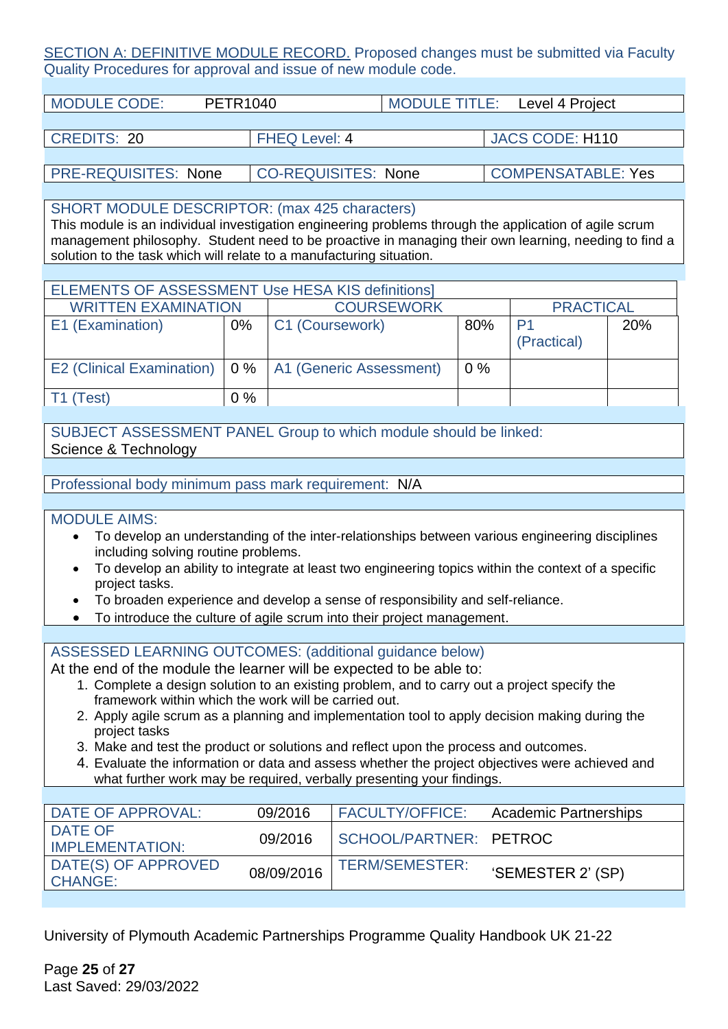SECTION A: DEFINITIVE MODULE RECORD. Proposed changes must be submitted via Faculty Quality Procedures for approval and issue of new module code.

| MODULE CODE: PETR1040 | MODULE TITLE: Level 4 Project |
|---|---|

| CREDITS: 20 | FHEQ Level: 4 | JACS CODE: H110 |
|---|---|---|

| PRE-REQUISITES: None | CO-REQUISITES: None | COMPENSATABLE: Yes |
|---|---|---|

**SHORT MODULE DESCRIPTOR: (max 425 characters)**
This module is an individual investigation engineering problems through the application of agile scrum management philosophy. Student need to be proactive in managing their own learning, needing to find a solution to the task which will relate to a manufacturing situation.

| ELEMENTS OF ASSESSMENT Use HESA KIS definitions] | | | | | |
|---|---|---|---|---|---|
| WRITTEN EXAMINATION | | COURSEWORK | | PRACTICAL | |
| E1 (Examination) | 0% | C1 (Coursework) | 80% | P1 (Practical) | 20% |
| E2 (Clinical Examination) | 0 % | A1 (Generic Assessment) | 0 % | | |
| T1 (Test) | 0 % | | | | |

SUBJECT ASSESSMENT PANEL Group to which module should be linked:
Science & Technology

Professional body minimum pass mark requirement: N/A

**MODULE AIMS:**

- To develop an understanding of the inter-relationships between various engineering disciplines including solving routine problems.
- To develop an ability to integrate at least two engineering topics within the context of a specific project tasks.
- To broaden experience and develop a sense of responsibility and self-reliance.
- To introduce the culture of agile scrum into their project management.

**ASSESSED LEARNING OUTCOMES: (additional guidance below)**
At the end of the module the learner will be expected to be able to:

1. Complete a design solution to an existing problem, and to carry out a project specify the framework within which the work will be carried out.
2. Apply agile scrum as a planning and implementation tool to apply decision making during the project tasks
3. Make and test the product or solutions and reflect upon the process and outcomes.
4. Evaluate the information or data and assess whether the project objectives were achieved and what further work may be required, verbally presenting your findings.

| DATE OF APPROVAL: | 09/2016 | FACULTY/OFFICE: | Academic Partnerships |
|---|---|---|---|
| DATE OF IMPLEMENTATION: | 09/2016 | SCHOOL/PARTNER: | PETROC |
| DATE(S) OF APPROVED CHANGE: | 08/09/2016 | TERM/SEMESTER: | 'SEMESTER 2' (SP) |

University of Plymouth Academic Partnerships Programme Quality Handbook UK 21-22

Last Saved: 29/03/2022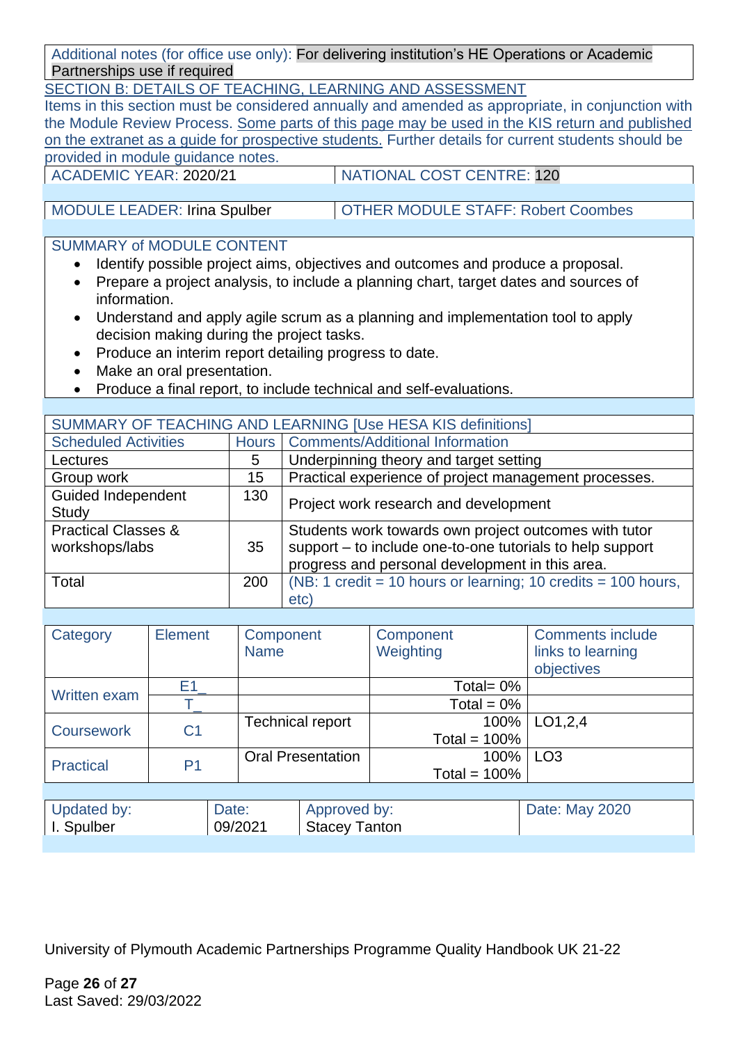Additional notes (for office use only): For delivering institution's HE Operations or Academic Partnerships use if required

SECTION B: DETAILS OF TEACHING, LEARNING AND ASSESSMENT

Items in this section must be considered annually and amended as appropriate, in conjunction with the Module Review Process. Some parts of this page may be used in the KIS return and published on the extranet as a guide for prospective students. Further details for current students should be provided in module guidance notes.

| ACADEMIC YEAR: 2020/21 | NATIONAL COST CENTRE: 120 |
|---|---|
| MODULE LEADER: Irina Spulber | OTHER MODULE STAFF: Robert Coombes |

**SUMMARY of MODULE CONTENT**

- Identify possible project aims, objectives and outcomes and produce a proposal.
- Prepare a project analysis, to include a planning chart, target dates and sources of information.
- Understand and apply agile scrum as a planning and implementation tool to apply decision making during the project tasks.
- Produce an interim report detailing progress to date.
- Make an oral presentation.
- Produce a final report, to include technical and self-evaluations.

**SUMMARY OF TEACHING AND LEARNING [Use HESA KIS definitions]**

| Scheduled Activities | Hours | Comments/Additional Information |
|---|---|---|
| Lectures | 5 | Underpinning theory and target setting |
| Group work | 15 | Practical experience of project management processes. |
| Guided Independent Study | 130 | Project work research and development |
| Practical Classes & workshops/labs | 35 | Students work towards own project outcomes with tutor support – to include one-to-one tutorials to help support progress and personal development in this area. |
| Total | 200 | (NB: 1 credit = 10 hours or learning; 10 credits = 100 hours, etc) |

| Category | Element | Component Name | Component Weighting | Comments include links to learning objectives |
|---|---|---|---|---|
| Written exam | E1_ | | Total= 0% | |
| | T_ | | Total = 0% | |
| Coursework | C1 | Technical report | 100% Total = 100% | LO1,2,4 |
| Practical | P1 | Oral Presentation | 100% Total = 100% | LO3 |

| Updated by: | Date: | Approved by: | Date: May 2020 |
|---|---|---|---|
| I. Spulber | 09/2021 | Stacey Tanton | |

University of Plymouth Academic Partnerships Programme Quality Handbook UK 21-22

Last Saved: 29/03/2022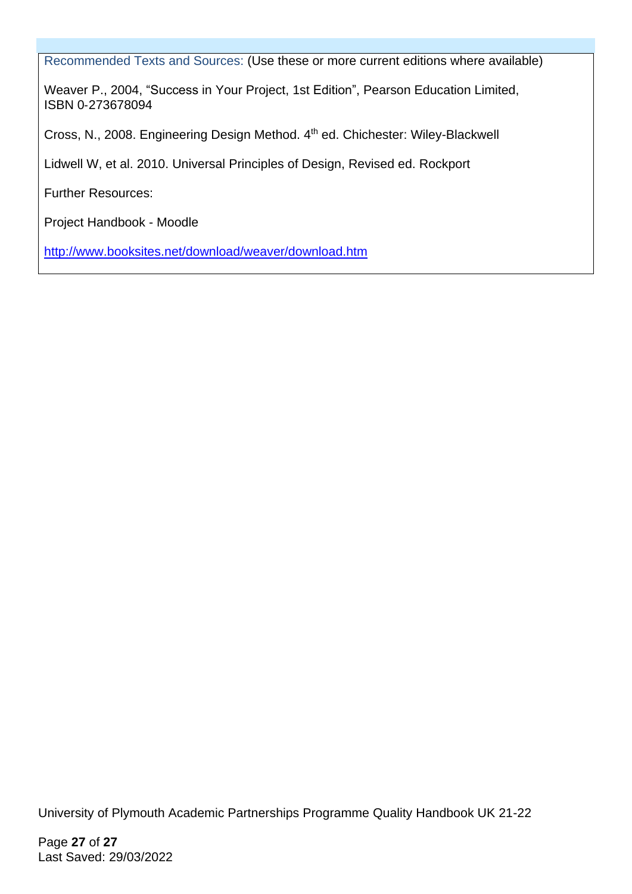Recommended Texts and Sources: (Use these or more current editions where available)

Weaver P., 2004, "Success in Your Project, 1st Edition", Pearson Education Limited, ISBN 0-273678094

Cross, N., 2008. Engineering Design Method. 4th ed. Chichester: Wiley-Blackwell

Lidwell W, et al. 2010. Universal Principles of Design, Revised ed. Rockport

Further Resources:

Project Handbook - Moodle

http://www.booksites.net/download/weaver/download.htm